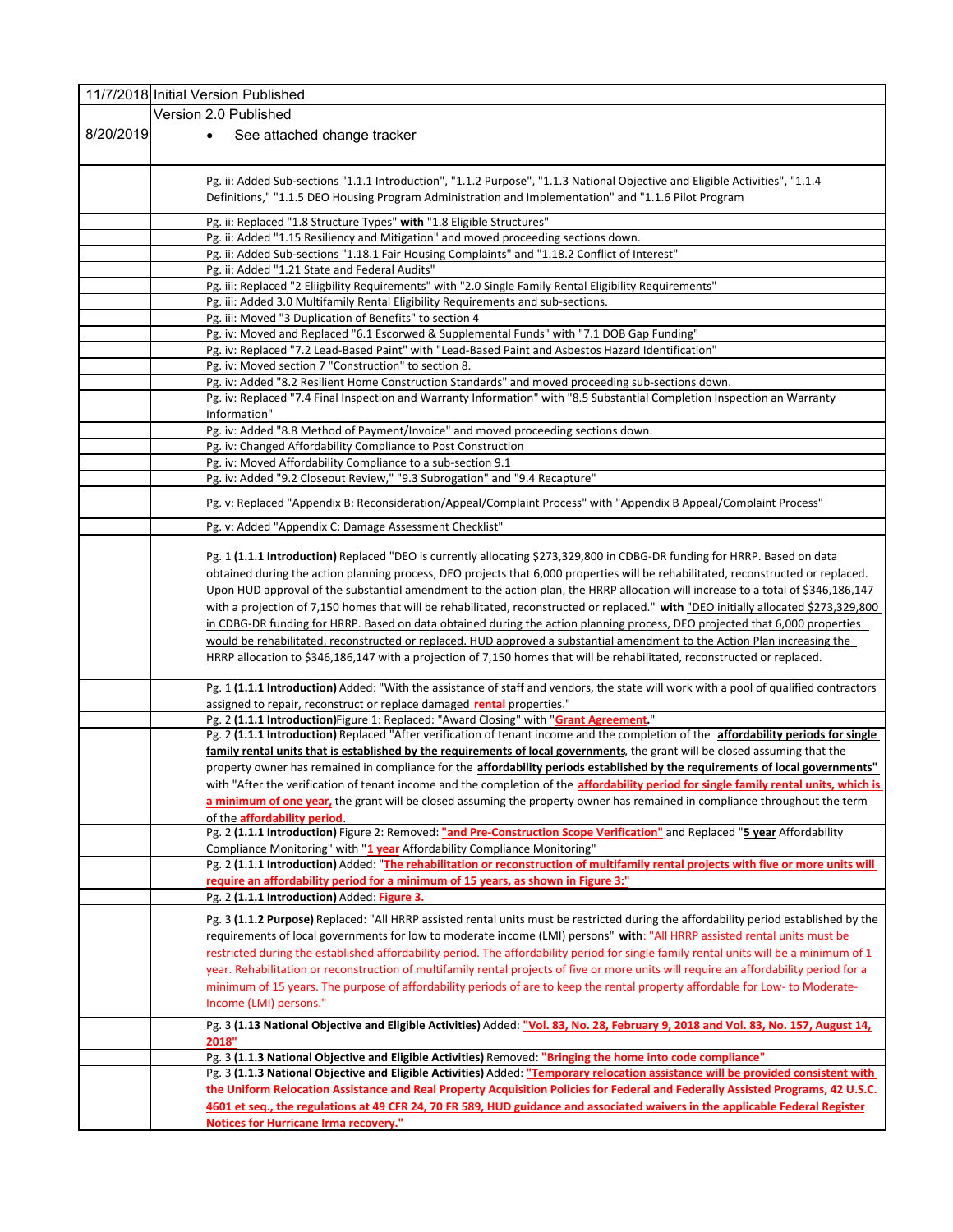| | |
|---|---|
| 11/7/2018 | Initial Version Published |
| 8/20/2019 | Version 2.0 Published<br>• See attached change tracker |
| | Pg. ii: Added Sub-sections "1.1.1 Introduction", "1.1.2 Purpose", "1.1.3 National Objective and Eligible Activities", "1.1.4 Definitions," "1.1.5 DEO Housing Program Administration and Implementation" and "1.1.6 Pilot Program |
| | Pg. ii: Replaced "1.8 Structure Types" **with** "1.8 Eligible Structures" |
| | Pg. ii: Added "1.15 Resiliency and Mitigation" and moved proceeding sections down. |
| | Pg. ii: Added Sub-sections "1.18.1 Fair Housing Complaints" and "1.18.2 Conflict of Interest" |
| | Pg. ii: Added "1.21 State and Federal Audits" |
| | Pg. iii: Replaced "2 Eliigbility Requirements" with "2.0 Single Family Rental Eligibility Requirements" |
| | Pg. iii: Added 3.0 Multifamily Rental Eligibility Requirements and sub-sections. |
| | Pg. iii: Moved "3 Duplication of Benefits" to section 4 |
| | Pg. iv: Moved and Replaced "6.1 Escorwed & Supplemental Funds" with "7.1 DOB Gap Funding" |
| | Pg. iv: Replaced "7.2 Lead-Based Paint" with "Lead-Based Paint and Asbestos Hazard Identification" |
| | Pg. iv: Moved section 7 "Construction" to section 8. |
| | Pg. iv: Added "8.2 Resilient Home Construction Standards" and moved proceeding sub-sections down. |
| | Pg. iv: Replaced "7.4 Final Inspection and Warranty Information" with "8.5 Substantial Completion Inspection an Warranty Information" |
| | Pg. iv: Added "8.8 Method of Payment/Invoice" and moved proceeding sections down. |
| | Pg. iv: Changed Affordability Compliance to Post Construction |
| | Pg. iv: Moved Affordability Compliance to a sub-section 9.1 |
| | Pg. iv: Added "9.2 Closeout Review," "9.3 Subrogation" and "9.4 Recapture" |
| | Pg. v: Replaced "Appendix B: Reconsideration/Appeal/Complaint Process" with "Appendix B Appeal/Complaint Process" |
| | Pg. v: Added "Appendix C: Damage Assessment Checklist" |
| | Pg. 1 **(1.1.1 Introduction)** Replaced "DEO is currently allocating $273,329,800 in CDBG-DR funding for HRRP. Based on data obtained during the action planning process, DEO projects that 6,000 properties will be rehabilitated, reconstructed or replaced. Upon HUD approval of the substantial amendment to the action plan, the HRRP allocation will increase to a total of $346,186,147 with a projection of 7,150 homes that will be rehabilitated, reconstructed or replaced." **with** "DEO initially allocated $273,329,800 in CDBG-DR funding for HRRP. Based on data obtained during the action planning process, DEO projected that 6,000 properties would be rehabilitated, reconstructed or replaced. HUD approved a substantial amendment to the Action Plan increasing the HRRP allocation to $346,186,147 with a projection of 7,150 homes that will be rehabilitated, reconstructed or replaced. |
| | Pg. 1 **(1.1.1 Introduction)** Added: "With the assistance of staff and vendors, the state will work with a pool of qualified contractors assigned to repair, reconstruct or replace damaged **rental** properties." |
| | Pg. 2 **(1.1.1 Introduction)**Figure 1: Replaced: "Award Closing" with "**Grant Agreement**." |
| | Pg. 2 **(1.1.1 Introduction)** Replaced "After verification of tenant income and the completion of the **affordability periods for single family rental units that is established by the requirements of local governments**, the grant will be closed assuming that the property owner has remained in compliance for the **affordability periods established by the requirements of local governments"** with "After the verification of tenant income and the completion of the **affordability period for single family rental units, which is a minimum of one year,** the grant will be closed assuming the property owner has remained in compliance throughout the term of the **affordability period**. |
| | Pg. 2 **(1.1.1 Introduction)** Figure 2: Removed: **"and Pre-Construction Scope Verification"** and Replaced "**5 year** Affordability Compliance Monitoring" with "**1 year** Affordability Compliance Monitoring" |
| | Pg. 2 **(1.1.1 Introduction)** Added: "**The rehabilitation or reconstruction of multifamily rental projects with five or more units will require an affordability period for a minimum of 15 years, as shown in Figure 3:"** |
| | Pg. 2 **(1.1.1 Introduction)** Added: **Figure 3.** |
| | Pg. 3 **(1.1.2 Purpose)** Replaced: "All HRRP assisted rental units must be restricted during the affordability period established by the requirements of local governments for low to moderate income (LMI) persons" **with**: "All HRRP assisted rental units must be restricted during the established affordability period. The affordability period for single family rental units will be a minimum of 1 year. Rehabilitation or reconstruction of multifamily rental projects of five or more units will require an affordability period for a minimum of 15 years. The purpose of affordability periods of are to keep the rental property affordable for Low- to Moderate-Income (LMI) persons." |
| | Pg. 3 **(1.13 National Objective and Eligible Activities)** Added: **"Vol. 83, No. 28, February 9, 2018 and Vol. 83, No. 157, August 14, 2018"** |
| | Pg. 3 **(1.1.3 National Objective and Eligible Activities)** Removed: **"Bringing the home into code compliance"** |
| | Pg. 3 **(1.1.3 National Objective and Eligible Activities)** Added: **"Temporary relocation assistance will be provided consistent with the Uniform Relocation Assistance and Real Property Acquisition Policies for Federal and Federally Assisted Programs, 42 U.S.C. 4601 et seq., the regulations at 49 CFR 24, 70 FR 589, HUD guidance and associated waivers in the applicable Federal Register Notices for Hurricane Irma recovery."** |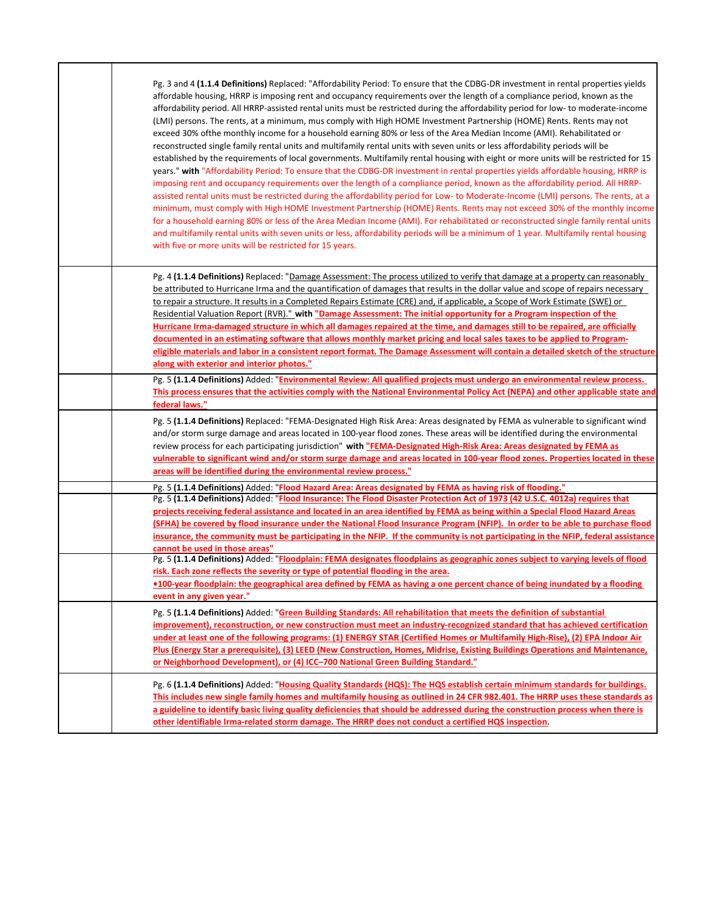| | |
|---|---|
| | Pg. 3 and 4 **(1.1.4 Definitions)** Replaced: "Affordability Period: To ensure that the CDBG-DR investment in rental properties yields affordable housing, HRRP is imposing rent and occupancy requirements over the length of a compliance period, known as the affordability period. All HRRP-assisted rental units must be restricted during the affordability period for low- to moderate-income (LMI) persons. The rents, at a minimum, mus comply with High HOME Investment Partnership (HOME) Rents. Rents may not exceed 30% ofthe monthly income for a household earning 80% or less of the Area Median Income (AMI). Rehabilitated or reconstructed single family rental units and multifamily rental units with seven units or less affordability periods will be established by the requirements of local governments. Multifamily rental housing with eight or more units will be restricted for 15 years." **with** "Affordability Period: To ensure that the CDBG-DR investment in rental properties yields affordable housing, HRRP is imposing rent and occupancy requirements over the length of a compliance period, known as the affordability period. All HRRP-assisted rental units must be restricted during the affordability period for Low- to Moderate-Income (LMI) persons. The rents, at a minimum, must comply with High HOME Investment Partnership (HOME) Rents. Rents may not exceed 30% of the monthly income for a household earning 80% or less of the Area Median Income (AMI). For rehabilitated or reconstructed single family rental units and multifamily rental units with seven units or less, affordability periods will be a minimum of 1 year. Multifamily rental housing with five or more units will be restricted for 15 years. |
| | Pg. 4 **(1.1.4 Definitions)** Replaced: "Damage Assessment: The process utilized to verify that damage at a property can reasonably be attributed to Hurricane Irma and the quantification of damages that results in the dollar value and scope of repairs necessary to repair a structure. It results in a Completed Repairs Estimate (CRE) and, if applicable, a Scope of Work Estimate (SWE) or Residential Valuation Report (RVR)." **with** **"Damage Assessment: The initial opportunity for a Program inspection of the Hurricane Irma-damaged structure in which all damages repaired at the time, and damages still to be repaired, are officially documented in an estimating software that allows monthly market pricing and local sales taxes to be applied to Program-eligible materials and labor in a consistent report format. The Damage Assessment will contain a detailed sketch of the structure along with exterior and interior photos."** |
| | Pg. 5 **(1.1.4 Definitions)** Added: "**Environmental Review: All qualified projects must undergo an environmental review process. This process ensures that the activities comply with the National Environmental Policy Act (NEPA) and other applicable state and federal laws."** |
| | Pg. 5 **(1.1.4 Definitions)** Replaced: "FEMA-Designated High Risk Area: Areas designated by FEMA as vulnerable to significant wind and/or storm surge damage and areas located in 100-year flood zones. These areas will be identified during the environmental review process for each participating jurisdiction" **with** **"FEMA-Designated High-Risk Area: Areas designated by FEMA as vulnerable to significant wind and/or storm surge damage and areas located in 100-year flood zones. Properties located in these areas will be identified during the environmental review process."** |
| | Pg. 5 **(1.1.4 Definitions)** Added: "**Flood Hazard Area: Areas designated by FEMA as having risk of flooding."** |
| | Pg. 5 **(1.1.4 Definitions)** Added: "**Flood Insurance: The Flood Disaster Protection Act of 1973 (42 U.S.C. 4012a) requires that projects receiving federal assistance and located in an area identified by FEMA as being within a Special Flood Hazard Areas (SFHA) be covered by flood insurance under the National Flood Insurance Program (NFIP). In order to be able to purchase flood insurance, the community must be participating in the NFIP. If the community is not participating in the NFIP, federal assistance cannot be used in those areas"** |
| | Pg. 5 **(1.1.4 Definitions)** Added: "**Floodplain: FEMA designates floodplains as geographic zones subject to varying levels of flood risk. Each zone reflects the severity or type of potential flooding in the area.**<br>**•100-year floodplain: the geographical area defined by FEMA as having a one percent chance of being inundated by a flooding event in any given year."** |
| | Pg. 5 **(1.1.4 Definitions)** Added: "**Green Building Standards: All rehabilitation that meets the definition of substantial improvement), reconstruction, or new construction must meet an industry-recognized standard that has achieved certification under at least one of the following programs: (1) ENERGY STAR (Certified Homes or Multifamily High-Rise), (2) EPA Indoor Air Plus (Energy Star a prerequisite), (3) LEED (New Construction, Homes, Midrise, Existing Buildings Operations and Maintenance, or Neighborhood Development), or (4) ICC–700 National Green Building Standard."** |
| | Pg. 6 **(1.1.4 Definitions)** Added: "**Housing Quality Standards (HQS): The HQS establish certain minimum standards for buildings. This includes new single family homes and multifamily housing as outlined in 24 CFR 982.401. The HRRP uses these standards as a guideline to identify basic living quality deficiencies that should be addressed during the construction process when there is other identifiable Irma-related storm damage. The HRRP does not conduct a certified HQS inspection.** |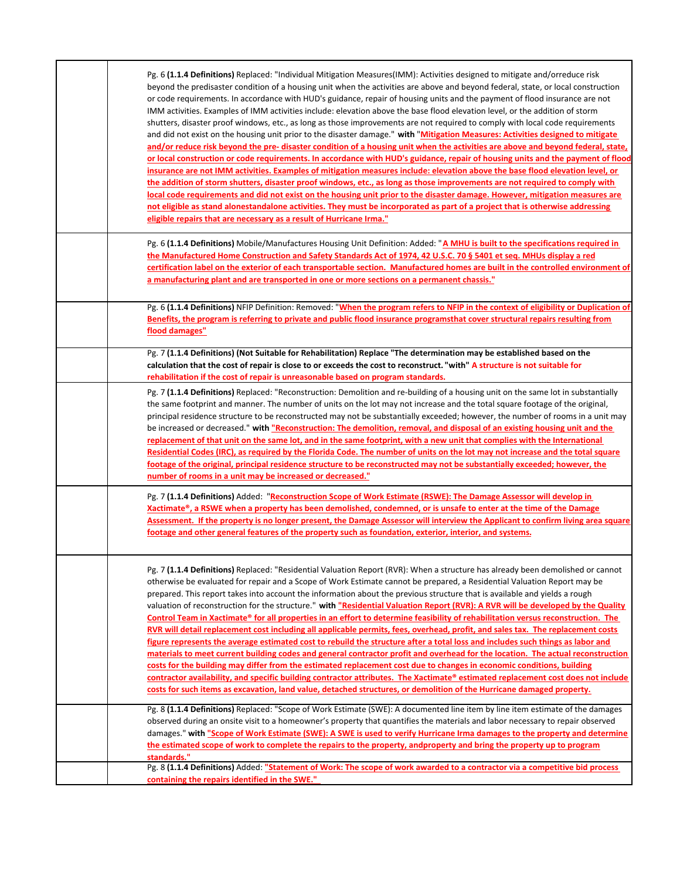| | | |
|---|---|---|
| | | Pg. 6 **(1.1.4 Definitions)** Replaced: "Individual Mitigation Measures(IMM): Activities designed to mitigate and/orreduce risk beyond the predisaster condition of a housing unit when the activities are above and beyond federal, state, or local construction or code requirements. In accordance with HUD's guidance, repair of housing units and the payment of flood insurance are not IMM activities. Examples of IMM activities include: elevation above the base flood elevation level, or the addition of storm shutters, disaster proof windows, etc., as long as those improvements are not required to comply with local code requirements and did not exist on the housing unit prior to the disaster damage." **with** "Mitigation Measures: Activities designed to mitigate and/or reduce risk beyond the pre- disaster condition of a housing unit when the activities are above and beyond federal, state, or local construction or code requirements. In accordance with HUD's guidance, repair of housing units and the payment of flood insurance are not IMM activities. Examples of mitigation measures include: elevation above the base flood elevation level, or the addition of storm shutters, disaster proof windows, etc., as long as those improvements are not required to comply with local code requirements and did not exist on the housing unit prior to the disaster damage. However, mitigation measures are not eligible as stand alonestandalone activities. They must be incorporated as part of a project that is otherwise addressing eligible repairs that are necessary as a result of Hurricane Irma." |
| | | Pg. 6 **(1.1.4 Definitions)** Mobile/Manufactures Housing Unit Definition: Added: "A MHU is built to the specifications required in the Manufactured Home Construction and Safety Standards Act of 1974, 42 U.S.C. 70 § 5401 et seq. MHUs display a red certification label on the exterior of each transportable section. Manufactured homes are built in the controlled environment of a manufacturing plant and are transported in one or more sections on a permanent chassis." |
| | | Pg. 6 **(1.1.4 Definitions)** NFIP Definition: Removed: "When the program refers to NFIP in the context of eligibility or Duplication of Benefits, the program is referring to private and public flood insurance programsthat cover structural repairs resulting from flood damages" |
| | | Pg. 7 **(1.1.4 Definitions) (Not Suitable for Rehabilitation) Replace "The determination may be established based on the calculation that the cost of repair is close to or exceeds the cost to reconstruct. "with"** A structure is not suitable for rehabilitation if the cost of repair is unreasonable based on program standards. |
| | | Pg. 7 **(1.1.4 Definitions)** Replaced: "Reconstruction: Demolition and re-building of a housing unit on the same lot in substantially the same footprint and manner. The number of units on the lot may not increase and the total square footage of the original, principal residence structure to be reconstructed may not be substantially exceeded; however, the number of rooms in a unit may be increased or decreased." **with** "Reconstruction: The demolition, removal, and disposal of an existing housing unit and the replacement of that unit on the same lot, and in the same footprint, with a new unit that complies with the International Residential Codes (IRC), as required by the Florida Code. The number of units on the lot may not increase and the total square footage of the original, principal residence structure to be reconstructed may not be substantially exceeded; however, the number of rooms in a unit may be increased or decreased." |
| | | Pg. 7 **(1.1.4 Definitions)** Added: "Reconstruction Scope of Work Estimate (RSWE): The Damage Assessor will develop in Xactimate®, a RSWE when a property has been demolished, condemned, or is unsafe to enter at the time of the Damage Assessment. If the property is no longer present, the Damage Assessor will interview the Applicant to confirm living area square footage and other general features of the property such as foundation, exterior, interior, and systems. |
| | | Pg. 7 **(1.1.4 Definitions)** Replaced: "Residential Valuation Report (RVR): When a structure has already been demolished or cannot otherwise be evaluated for repair and a Scope of Work Estimate cannot be prepared, a Residential Valuation Report may be prepared. This report takes into account the information about the previous structure that is available and yields a rough valuation of reconstruction for the structure." **with** "Residential Valuation Report (RVR): A RVR will be developed by the Quality Control Team in Xactimate® for all properties in an effort to determine feasibility of rehabilitation versus reconstruction. The RVR will detail replacement cost including all applicable permits, fees, overhead, profit, and sales tax. The replacement costs figure represents the average estimated cost to rebuild the structure after a total loss and includes such things as labor and materials to meet current building codes and general contractor profit and overhead for the location. The actual reconstruction costs for the building may differ from the estimated replacement cost due to changes in economic conditions, building contractor availability, and specific building contractor attributes. The Xactimate® estimated replacement cost does not include costs for such items as excavation, land value, detached structures, or demolition of the Hurricane damaged property. |
| | | Pg. 8 **(1.1.4 Definitions)** Replaced: "Scope of Work Estimate (SWE): A documented line item by line item estimate of the damages observed during an onsite visit to a homeowner's property that quantifies the materials and labor necessary to repair observed damages." **with** "Scope of Work Estimate (SWE): A SWE is used to verify Hurricane Irma damages to the property and determine the estimated scope of work to complete the repairs to the property, andproperty and bring the property up to program standards." |
| | | Pg. 8 **(1.1.4 Definitions)** Added: "Statement of Work: The scope of work awarded to a contractor via a competitive bid process containing the repairs identified in the SWE." |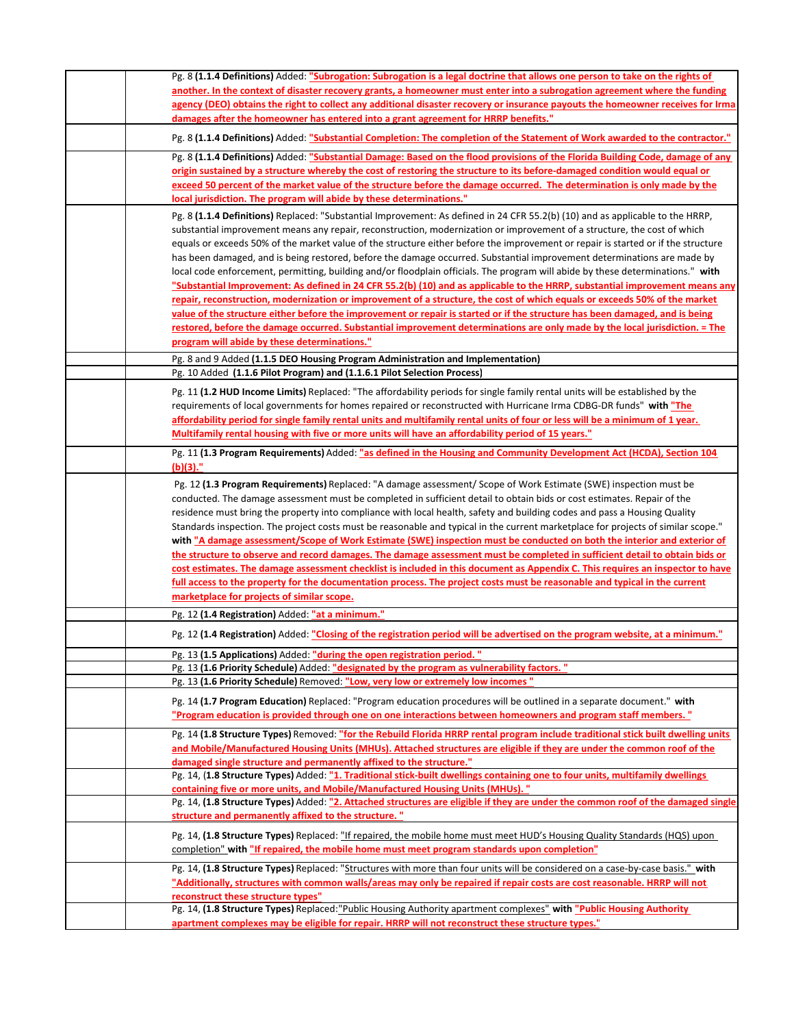| | | |
|---|---|---|
| | | Pg. 8 **(1.1.4 Definitions)** Added: "Subrogation: Subrogation is a legal doctrine that allows one person to take on the rights of another. In the context of disaster recovery grants, a homeowner must enter into a subrogation agreement where the funding agency (DEO) obtains the right to collect any additional disaster recovery or insurance payouts the homeowner receives for Irma damages after the homeowner has entered into a grant agreement for HRRP benefits." |
| | | Pg. 8 **(1.1.4 Definitions)** Added: "Substantial Completion: The completion of the Statement of Work awarded to the contractor." |
| | | Pg. 8 **(1.1.4 Definitions)** Added: "Substantial Damage: Based on the flood provisions of the Florida Building Code, damage of any origin sustained by a structure whereby the cost of restoring the structure to its before-damaged condition would equal or exceed 50 percent of the market value of the structure before the damage occurred. The determination is only made by the local jurisdiction. The program will abide by these determinations." |
| | | Pg. 8 **(1.1.4 Definitions)** Replaced: "Substantial Improvement: As defined in 24 CFR 55.2(b) (10) and as applicable to the HRRP, substantial improvement means any repair, reconstruction, modernization or improvement of a structure, the cost of which equals or exceeds 50% of the market value of the structure either before the improvement or repair is started or if the structure has been damaged, and is being restored, before the damage occurred. Substantial improvement determinations are made by local code enforcement, permitting, building and/or floodplain officials. The program will abide by these determinations." **with** "Substantial Improvement: As defined in 24 CFR 55.2(b) (10) and as applicable to the HRRP, substantial improvement means any repair, reconstruction, modernization or improvement of a structure, the cost of which equals or exceeds 50% of the market value of the structure either before the improvement or repair is started or if the structure has been damaged, and is being restored, before the damage occurred. Substantial improvement determinations are only made by the local jurisdiction. = The program will abide by these determinations." |
| | | Pg. 8 and 9 Added **(1.1.5 DEO Housing Program Administration and Implementation)** |
| | | Pg. 10 Added **(1.1.6 Pilot Program) and (1.1.6.1 Pilot Selection Process)** |
| | | Pg. 11 **(1.2 HUD Income Limits)** Replaced: "The affordability periods for single family rental units will be established by the requirements of local governments for homes repaired or reconstructed with Hurricane Irma CDBG-DR funds" **with** "The affordability period for single family rental units and multifamily rental units of four or less will be a minimum of 1 year. Multifamily rental housing with five or more units will have an affordability period of 15 years." |
| | | Pg. 11 **(1.3 Program Requirements)** Added: "as defined in the Housing and Community Development Act (HCDA), Section 104 (b)(3)." |
| | | Pg. 12 **(1.3 Program Requirements)** Replaced: "A damage assessment/ Scope of Work Estimate (SWE) inspection must be conducted. The damage assessment must be completed in sufficient detail to obtain bids or cost estimates. Repair of the residence must bring the property into compliance with local health, safety and building codes and pass a Housing Quality Standards inspection. The project costs must be reasonable and typical in the current marketplace for projects of similar scope." **with** "A damage assessment/Scope of Work Estimate (SWE) inspection must be conducted on both the interior and exterior of the structure to observe and record damages. The damage assessment must be completed in sufficient detail to obtain bids or cost estimates. The damage assessment checklist is included in this document as Appendix C. This requires an inspector to have full access to the property for the documentation process. The project costs must be reasonable and typical in the current marketplace for projects of similar scope. |
| | | Pg. 12 **(1.4 Registration)** Added: "at a minimum." |
| | | Pg. 12 **(1.4 Registration)** Added: "Closing of the registration period will be advertised on the program website, at a minimum." |
| | | Pg. 13 **(1.5 Applications)** Added: "during the open registration period. " |
| | | Pg. 13 **(1.6 Priority Schedule)** Added: "designated by the program as vulnerability factors. " |
| | | Pg. 13 **(1.6 Priority Schedule)** Removed: "Low, very low or extremely low incomes " |
| | | Pg. 14 **(1.7 Program Education)** Replaced: "Program education procedures will be outlined in a separate document." **with** "Program education is provided through one on one interactions between homeowners and program staff members. " |
| | | Pg. 14 **(1.8 Structure Types)** Removed: "for the Rebuild Florida HRRP rental program include traditional stick built dwelling units and Mobile/Manufactured Housing Units (MHUs). Attached structures are eligible if they are under the common roof of the damaged single structure and permanently affixed to the structure." |
| | | Pg. 14, **(1.8 Structure Types)** Added: "1. Traditional stick-built dwellings containing one to four units, multifamily dwellings containing five or more units, and Mobile/Manufactured Housing Units (MHUs). " |
| | | Pg. 14, **(1.8 Structure Types)** Added: "2. Attached structures are eligible if they are under the common roof of the damaged single structure and permanently affixed to the structure. " |
| | | Pg. 14, **(1.8 Structure Types)** Replaced: "If repaired, the mobile home must meet HUD's Housing Quality Standards (HQS) upon completion" **with** "If repaired, the mobile home must meet program standards upon completion" |
| | | Pg. 14, **(1.8 Structure Types)** Replaced: "Structures with more than four units will be considered on a case-by-case basis." **with** "Additionally, structures with common walls/areas may only be repaired if repair costs are cost reasonable. HRRP will not reconstruct these structure types" |
| | | Pg. 14, **(1.8 Structure Types)** Replaced: "Public Housing Authority apartment complexes" **with** "Public Housing Authority apartment complexes may be eligible for repair. HRRP will not reconstruct these structure types." |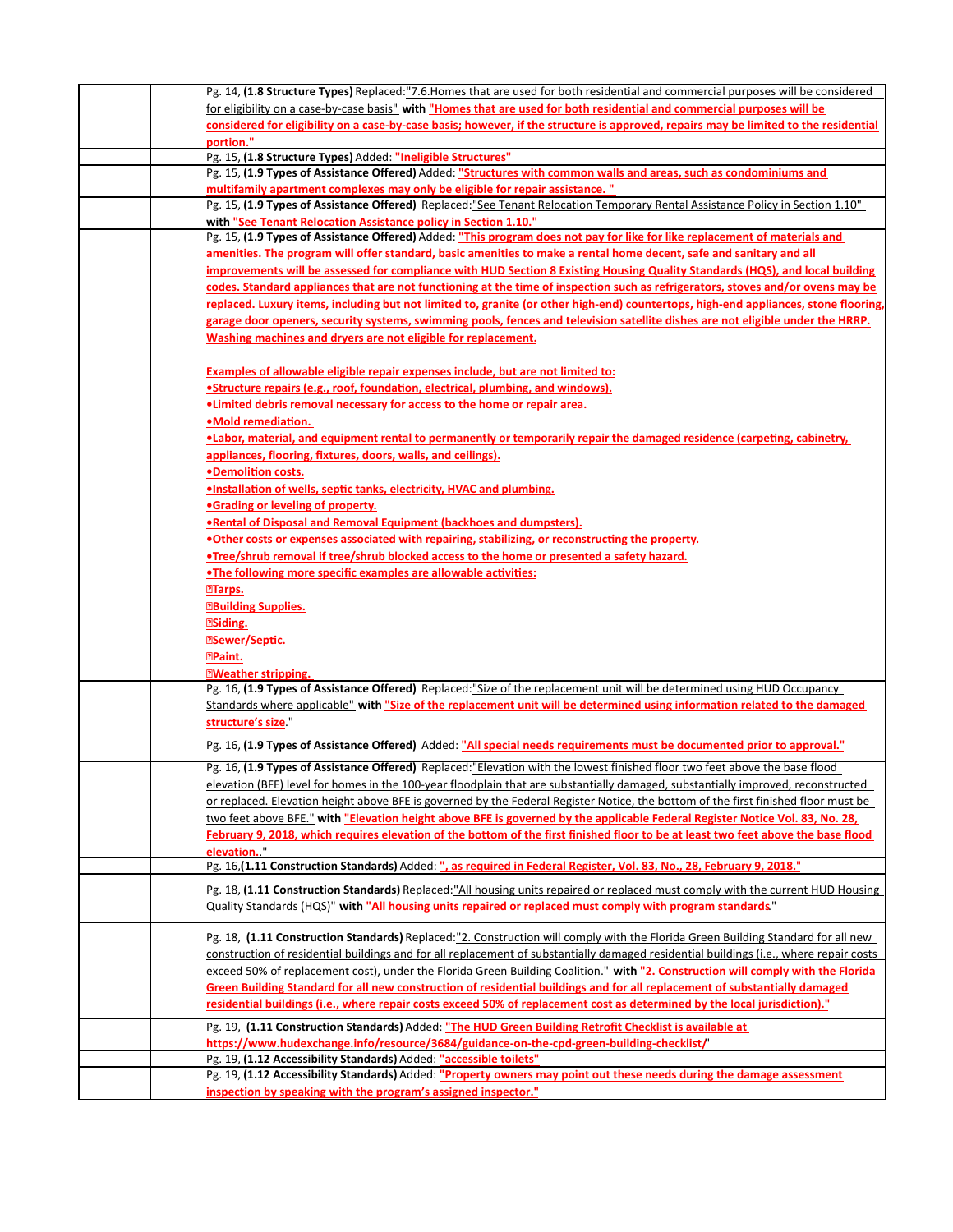| | | |
|---|---|---|
| | | Pg. 14, **(1.8 Structure Types)** Replaced:"7.6.Homes that are used for both residential and commercial purposes will be considered for eligibility on a case-by-case basis" **with** **"Homes that are used for both residential and commercial purposes will be considered for eligibility on a case-by-case basis; however, if the structure is approved, repairs may be limited to the residential portion."** |
| | | Pg. 15, **(1.8 Structure Types)** Added: **"Ineligible Structures"** |
| | | Pg. 15, **(1.9 Types of Assistance Offered)** Added: **"Structures with common walls and areas, such as condominiums and multifamily apartment complexes may only be eligible for repair assistance. "** |
| | | Pg. 15, **(1.9 Types of Assistance Offered)** Replaced:"See Tenant Relocation Temporary Rental Assistance Policy in Section 1.10" **with "See Tenant Relocation Assistance policy in Section 1.10."** |
| | | Pg. 15, **(1.9 Types of Assistance Offered)** Added: **"This program does not pay for like for like replacement of materials and amenities. The program will offer standard, basic amenities to make a rental home decent, safe and sanitary and all improvements will be assessed for compliance with HUD Section 8 Existing Housing Quality Standards (HQS), and local building codes. Standard appliances that are not functioning at the time of inspection such as refrigerators, stoves and/or ovens may be replaced. Luxury items, including but not limited to, granite (or other high-end) countertops, high-end appliances, stone flooring, garage door openers, security systems, swimming pools, fences and television satellite dishes are not eligible under the HRRP. Washing machines and dryers are not eligible for replacement.**<br><br>**Examples of allowable eligible repair expenses include, but are not limited to:**<br>**•Structure repairs (e.g., roof, foundation, electrical, plumbing, and windows).**<br>**•Limited debris removal necessary for access to the home or repair area.**<br>**•Mold remediation.**<br>**•Labor, material, and equipment rental to permanently or temporarily repair the damaged residence (carpeting, cabinetry, appliances, flooring, fixtures, doors, walls, and ceilings).**<br>**•Demolition costs.**<br>**•Installation of wells, septic tanks, electricity, HVAC and plumbing.**<br>**•Grading or leveling of property.**<br>**•Rental of Disposal and Removal Equipment (backhoes and dumpsters).**<br>**•Other costs or expenses associated with repairing, stabilizing, or reconstructing the property.**<br>**•Tree/shrub removal if tree/shrub blocked access to the home or presented a safety hazard.**<br>**•The following more specific examples are allowable activities:**<br>**Tarps.**<br>**Building Supplies.**<br>**Siding.**<br>**Sewer/Septic.**<br>**Paint.**<br>**Weather stripping.** |
| | | Pg. 16, **(1.9 Types of Assistance Offered)** Replaced:"Size of the replacement unit will be determined using HUD Occupancy Standards where applicable" **with "Size of the replacement unit will be determined using information related to the damaged structure's size."** |
| | | Pg. 16, **(1.9 Types of Assistance Offered)** Added: **"All special needs requirements must be documented prior to approval."** |
| | | Pg. 16, **(1.9 Types of Assistance Offered)** Replaced:"Elevation with the lowest finished floor two feet above the base flood elevation (BFE) level for homes in the 100-year floodplain that are substantially damaged, substantially improved, reconstructed or replaced. Elevation height above BFE is governed by the Federal Register Notice, the bottom of the first finished floor must be two feet above BFE." **with "Elevation height above BFE is governed by the applicable Federal Register Notice Vol. 83, No. 28, February 9, 2018, which requires elevation of the bottom of the first finished floor to be at least two feet above the base flood elevation.."** |
| | | Pg. 16,**(1.11 Construction Standards)** Added: **", as required in Federal Register, Vol. 83, No., 28, February 9, 2018."** |
| | | Pg. 18, **(1.11 Construction Standards)** Replaced:"All housing units repaired or replaced must comply with the current HUD Housing Quality Standards (HQS)" **with "All housing units repaired or replaced must comply with program standards."** |
| | | Pg. 18, **(1.11 Construction Standards)** Replaced:"2. Construction will comply with the Florida Green Building Standard for all new construction of residential buildings and for all replacement of substantially damaged residential buildings (i.e., where repair costs exceed 50% of replacement cost), under the Florida Green Building Coalition." **with "2. Construction will comply with the Florida Green Building Standard for all new construction of residential buildings and for all replacement of substantially damaged residential buildings (i.e., where repair costs exceed 50% of replacement cost as determined by the local jurisdiction)."** |
| | | Pg. 19, **(1.11 Construction Standards)** Added: **"The HUD Green Building Retrofit Checklist is available at https://www.hudexchange.info/resource/3684/guidance-on-the-cpd-green-building-checklist/"** |
| | | Pg. 19, **(1.12 Accessibility Standards)** Added: **"accessible toilets"** |
| | | Pg. 19, **(1.12 Accessibility Standards)** Added: **"Property owners may point out these needs during the damage assessment inspection by speaking with the program's assigned inspector."** |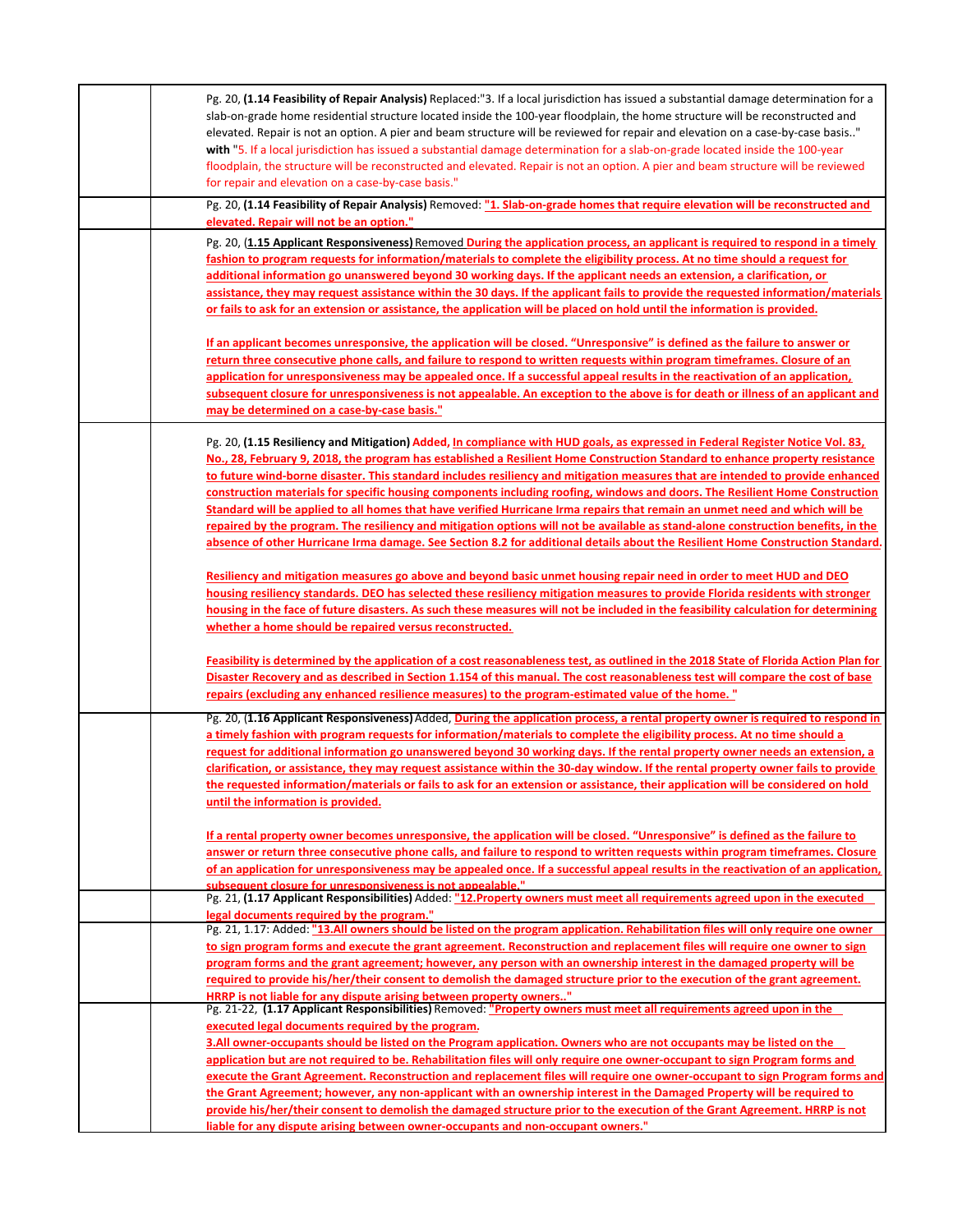| | | |
|---|---|---|
| | | Pg. 20, **(1.14 Feasibility of Repair Analysis)** Replaced:"3. If a local jurisdiction has issued a substantial damage determination for a slab-on-grade home residential structure located inside the 100-year floodplain, the home structure will be reconstructed and elevated. Repair is not an option. A pier and beam structure will be reviewed for repair and elevation on a case-by-case basis.." **with** "5. If a local jurisdiction has issued a substantial damage determination for a slab-on-grade located inside the 100-year floodplain, the structure will be reconstructed and elevated. Repair is not an option. A pier and beam structure will be reviewed for repair and elevation on a case-by-case basis." |
| | | Pg. 20, **(1.14 Feasibility of Repair Analysis)** Removed: **"1. Slab-on-grade homes that require elevation will be reconstructed and elevated. Repair will not be an option."** |
| | | Pg. 20, (**1.15 Applicant Responsiveness)** Removed **During the application process, an applicant is required to respond in a timely fashion to program requests for information/materials to complete the eligibility process. At no time should a request for additional information go unanswered beyond 30 working days. If the applicant needs an extension, a clarification, or assistance, they may request assistance within the 30 days. If the applicant fails to provide the requested information/materials or fails to ask for an extension or assistance, the application will be placed on hold until the information is provided.**<br><br>**If an applicant becomes unresponsive, the application will be closed. "Unresponsive" is defined as the failure to answer or return three consecutive phone calls, and failure to respond to written requests within program timeframes. Closure of an application for unresponsiveness may be appealed once. If a successful appeal results in the reactivation of an application, subsequent closure for unresponsiveness is not appealable. An exception to the above is for death or illness of an applicant and may be determined on a case-by-case basis."** |
| | | Pg. 20, **(1.15 Resiliency and Mitigation)** Added, **In compliance with HUD goals, as expressed in Federal Register Notice Vol. 83, No., 28, February 9, 2018, the program has established a Resilient Home Construction Standard to enhance property resistance to future wind-borne disaster. This standard includes resiliency and mitigation measures that are intended to provide enhanced construction materials for specific housing components including roofing, windows and doors. The Resilient Home Construction Standard will be applied to all homes that have verified Hurricane Irma repairs that remain an unmet need and which will be repaired by the program. The resiliency and mitigation options will not be available as stand-alone construction benefits, in the absence of other Hurricane Irma damage. See Section 8.2 for additional details about the Resilient Home Construction Standard.**<br><br>**Resiliency and mitigation measures go above and beyond basic unmet housing repair need in order to meet HUD and DEO housing resiliency standards. DEO has selected these resiliency mitigation measures to provide Florida residents with stronger housing in the face of future disasters. As such these measures will not be included in the feasibility calculation for determining whether a home should be repaired versus reconstructed.**<br><br>**Feasibility is determined by the application of a cost reasonableness test, as outlined in the 2018 State of Florida Action Plan for Disaster Recovery and as described in Section 1.154 of this manual. The cost reasonableness test will compare the cost of base repairs (excluding any enhanced resilience measures) to the program-estimated value of the home. "** |
| | | Pg. 20, (**1.16 Applicant Responsiveness)** Added, **During the application process, a rental property owner is required to respond in a timely fashion with program requests for information/materials to complete the eligibility process. At no time should a request for additional information go unanswered beyond 30 working days. If the rental property owner needs an extension, a clarification, or assistance, they may request assistance within the 30-day window. If the rental property owner fails to provide the requested information/materials or fails to ask for an extension or assistance, their application will be considered on hold until the information is provided.**<br><br>**If a rental property owner becomes unresponsive, the application will be closed. "Unresponsive" is defined as the failure to answer or return three consecutive phone calls, and failure to respond to written requests within program timeframes. Closure of an application for unresponsiveness may be appealed once. If a successful appeal results in the reactivation of an application, subsequent closure for unresponsiveness is not appealable."** |
| | | Pg. 21, **(1.17 Applicant Responsibilities)** Added: **"12.Property owners must meet all requirements agreed upon in the executed legal documents required by the program."** |
| | | Pg. 21, 1.17: Added: **"13.All owners should be listed on the program application. Rehabilitation files will only require one owner to sign program forms and execute the grant agreement. Reconstruction and replacement files will require one owner to sign program forms and the grant agreement; however, any person with an ownership interest in the damaged property will be required to provide his/her/their consent to demolish the damaged structure prior to the execution of the grant agreement. HRRP is not liable for any dispute arising between property owners.."** |
| | | Pg. 21-22, **(1.17 Applicant Responsibilities)** Removed: **"Property owners must meet all requirements agreed upon in the executed legal documents required by the program.**<br>**3.All owner-occupants should be listed on the Program application. Owners who are not occupants may be listed on the application but are not required to be. Rehabilitation files will only require one owner-occupant to sign Program forms and execute the Grant Agreement. Reconstruction and replacement files will require one owner-occupant to sign Program forms and the Grant Agreement; however, any non-applicant with an ownership interest in the Damaged Property will be required to provide his/her/their consent to demolish the damaged structure prior to the execution of the Grant Agreement. HRRP is not liable for any dispute arising between owner-occupants and non-occupant owners."** |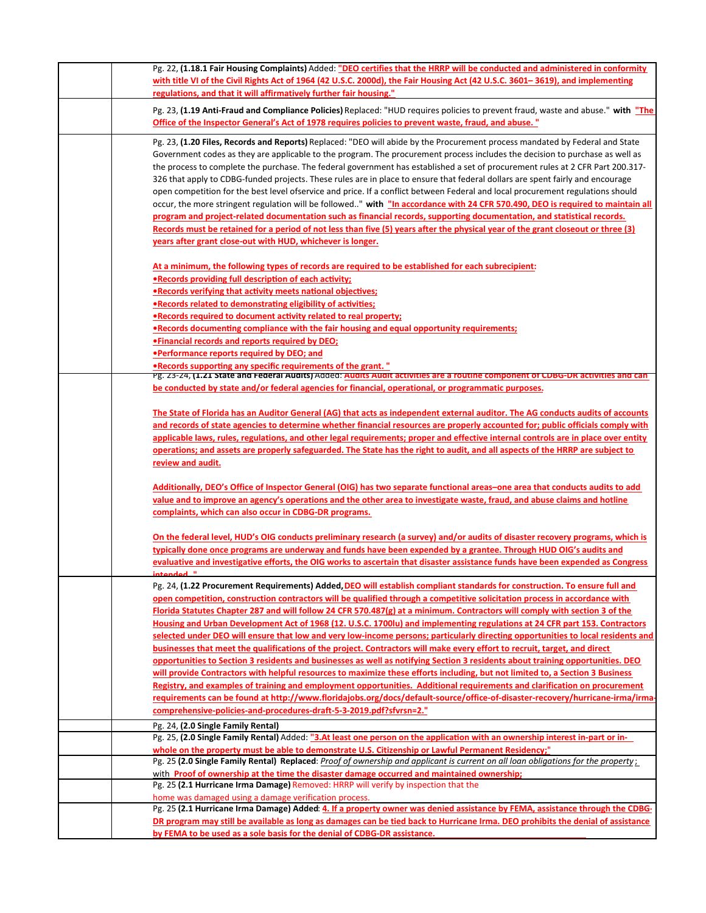| | | |
|---|---|---|
| | | Pg. 22, **(1.18.1 Fair Housing Complaints)** Added: **"DEO certifies that the HRRP will be conducted and administered in conformity with title VI of the Civil Rights Act of 1964 (42 U.S.C. 2000d), the Fair Housing Act (42 U.S.C. 3601– 3619), and implementing regulations, and that it will affirmatively further fair housing."** |
| | | Pg. 23, **(1.19 Anti-Fraud and Compliance Policies)** Replaced: "HUD requires policies to prevent fraud, waste and abuse." **with "The Office of the Inspector General's Act of 1978 requires policies to prevent waste, fraud, and abuse. "** |
| | | Pg. 23, **(1.20 Files, Records and Reports)** Replaced: "DEO will abide by the Procurement process mandated by Federal and State Government codes as they are applicable to the program. The procurement process includes the decision to purchase as well as the process to complete the purchase. The federal government has established a set of procurement rules at 2 CFR Part 200.317-326 that apply to CDBG-funded projects. These rules are in place to ensure that federal dollars are spent fairly and encourage open competition for the best level ofservice and price. If a conflict between Federal and local procurement regulations should occur, the more stringent regulation will be followed.." **with "In accordance with 24 CFR 570.490, DEO is required to maintain all program and project-related documentation such as financial records, supporting documentation, and statistical records. Records must be retained for a period of not less than five (5) years after the physical year of the grant closeout or three (3) years after grant close-out with HUD, whichever is longer.**<br><br>**At a minimum, the following types of records are required to be established for each subrecipient:**<br>**•Records providing full description of each activity;**<br>**•Records verifying that activity meets national objectives;**<br>**•Records related to demonstrating eligibility of activities;**<br>**•Records required to document activity related to real property;**<br>**•Records documenting compliance with the fair housing and equal opportunity requirements;**<br>**•Financial records and reports required by DEO;**<br>**•Performance reports required by DEO; and**<br>**•Records supporting any specific requirements of the grant. "** |
| | | Pg. 23-24, **(1.21 State and Federal Audits)** Added: **Audits Audit activities are a routine component of CDBG-DR activities and can be conducted by state and/or federal agencies for financial, operational, or programmatic purposes.**<br><br>**The State of Florida has an Auditor General (AG) that acts as independent external auditor. The AG conducts audits of accounts and records of state agencies to determine whether financial resources are properly accounted for; public officials comply with applicable laws, rules, regulations, and other legal requirements; proper and effective internal controls are in place over entity operations; and assets are properly safeguarded. The State has the right to audit, and all aspects of the HRRP are subject to review and audit.**<br><br>**Additionally, DEO's Office of Inspector General (OIG) has two separate functional areas–one area that conducts audits to add value and to improve an agency's operations and the other area to investigate waste, fraud, and abuse claims and hotline complaints, which can also occur in CDBG-DR programs.**<br><br>**On the federal level, HUD's OIG conducts preliminary research (a survey) and/or audits of disaster recovery programs, which is typically done once programs are underway and funds have been expended by a grantee. Through HUD OIG's audits and evaluative and investigative efforts, the OIG works to ascertain that disaster assistance funds have been expended as Congress intended. "** |
| | | Pg. 24, **(1.22 Procurement Requirements) Added, DEO will establish compliant standards for construction. To ensure full and open competition, construction contractors will be qualified through a competitive solicitation process in accordance with Florida Statutes Chapter 287 and will follow 24 CFR 570.487(g) at a minimum. Contractors will comply with section 3 of the Housing and Urban Development Act of 1968 (12. U.S.C. 1700lu) and implementing regulations at 24 CFR part 153. Contractors selected under DEO will ensure that low and very low-income persons; particularly directing opportunities to local residents and businesses that meet the qualifications of the project. Contractors will make every effort to recruit, target, and direct opportunities to Section 3 residents and businesses as well as notifying Section 3 residents about training opportunities. DEO will provide Contractors with helpful resources to maximize these efforts including, but not limited to, a Section 3 Business Registry, and examples of training and employment opportunities. Additional requirements and clarification on procurement requirements can be found at http://www.floridajobs.org/docs/default-source/office-of-disaster-recovery/hurricane-irma/irma-comprehensive-policies-and-procedures-draft-5-3-2019.pdf?sfvrsn=2."** |
| | | Pg. 24, **(2.0 Single Family Rental)** |
| | | Pg. 25, **(2.0 Single Family Rental)** Added: **"3.At least one person on the application with an ownership interest in-part or in-whole on the property must be able to demonstrate U.S. Citizenship or Lawful Permanent Residency;"** |
| | | Pg. 25 **(2.0 Single Family Rental) Replaced**: *Proof of ownership and applicant is current on all loan obligations for the property*; with **Proof of ownership at the time the disaster damage occurred and maintained ownership;** |
| | | Pg. 25 **(2.1 Hurricane Irma Damage)** Removed: HRRP will verify by inspection that the home was damaged using a damage verification process. |
| | | Pg. 25 **(2.1 Hurricane Irma Damage) Added**: **4. If a property owner was denied assistance by FEMA, assistance through the CDBG-DR program may still be available as long as damages can be tied back to Hurricane Irma. DEO prohibits the denial of assistance by FEMA to be used as a sole basis for the denial of CDBG-DR assistance.** |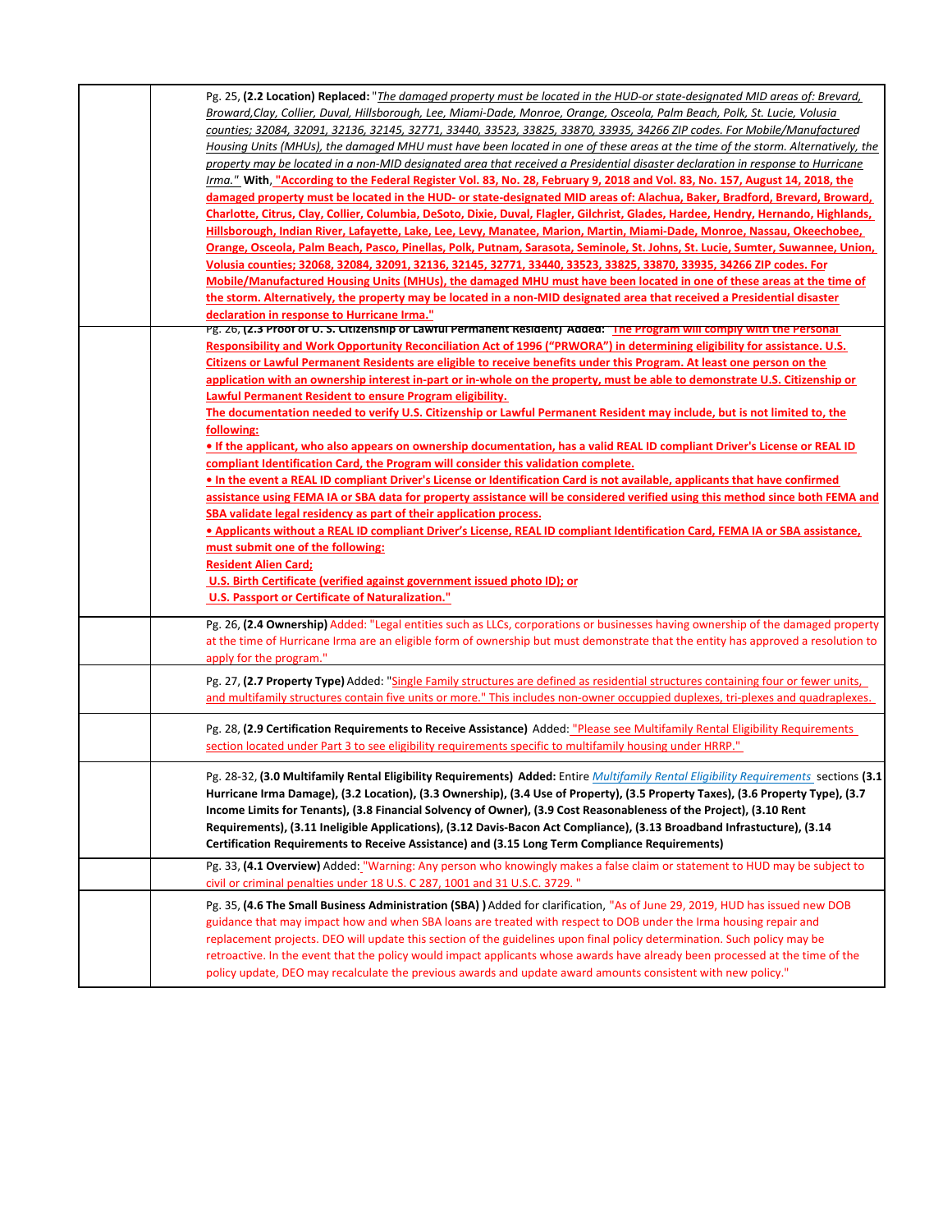| | | |
|---|---|---|
| | | Pg. 25, **(2.2 Location) Replaced:** "*The damaged property must be located in the HUD-or state-designated MID areas of: Brevard, Broward,Clay, Collier, Duval, Hillsborough, Lee, Miami-Dade, Monroe, Orange, Osceola, Palm Beach, Polk, St. Lucie, Volusia counties; 32084, 32091, 32136, 32145, 32771, 33440, 33523, 33825, 33870, 33935, 34266 ZIP codes. For Mobile/Manufactured Housing Units (MHUs), the damaged MHU must have been located in one of these areas at the time of the storm. Alternatively, the property may be located in a non-MID designated area that received a Presidential disaster declaration in response to Hurricane Irma.*" **With, "According to the Federal Register Vol. 83, No. 28, February 9, 2018 and Vol. 83, No. 157, August 14, 2018, the damaged property must be located in the HUD- or state-designated MID areas of: Alachua, Baker, Bradford, Brevard, Broward, Charlotte, Citrus, Clay, Collier, Columbia, DeSoto, Dixie, Duval, Flagler, Gilchrist, Glades, Hardee, Hendry, Hernando, Highlands, Hillsborough, Indian River, Lafayette, Lake, Lee, Levy, Manatee, Marion, Martin, Miami-Dade, Monroe, Nassau, Okeechobee, Orange, Osceola, Palm Beach, Pasco, Pinellas, Polk, Putnam, Sarasota, Seminole, St. Johns, St. Lucie, Sumter, Suwannee, Union, Volusia counties; 32068, 32084, 32091, 32136, 32145, 32771, 33440, 33523, 33825, 33870, 33935, 34266 ZIP codes. For Mobile/Manufactured Housing Units (MHUs), the damaged MHU must have been located in one of these areas at the time of the storm. Alternatively, the property may be located in a non-MID designated area that received a Presidential disaster declaration in response to Hurricane Irma."** |
| | | Pg. 26, **(2.3 Proof of U. S. Citizenship or Lawful Permanent Resident) Added: "The Program will comply with the Personal Responsibility and Work Opportunity Reconciliation Act of 1996 ("PRWORA") in determining eligibility for assistance. U.S. Citizens or Lawful Permanent Residents are eligible to receive benefits under this Program. At least one person on the application with an ownership interest in-part or in-whole on the property, must be able to demonstrate U.S. Citizenship or Lawful Permanent Resident to ensure Program eligibility.**<br>**The documentation needed to verify U.S. Citizenship or Lawful Permanent Resident may include, but is not limited to, the following:**<br>**• If the applicant, who also appears on ownership documentation, has a valid REAL ID compliant Driver's License or REAL ID compliant Identification Card, the Program will consider this validation complete.**<br>**• In the event a REAL ID compliant Driver's License or Identification Card is not available, applicants that have confirmed assistance using FEMA IA or SBA data for property assistance will be considered verified using this method since both FEMA and SBA validate legal residency as part of their application process.**<br>**• Applicants without a REAL ID compliant Driver's License, REAL ID compliant Identification Card, FEMA IA or SBA assistance, must submit one of the following:**<br>**Resident Alien Card;**<br>**U.S. Birth Certificate (verified against government issued photo ID); or**<br>**U.S. Passport or Certificate of Naturalization."** |
| | | Pg. 26, **(2.4 Ownership)** Added: "Legal entities such as LLCs, corporations or businesses having ownership of the damaged property at the time of Hurricane Irma are an eligible form of ownership but must demonstrate that the entity has approved a resolution to apply for the program." |
| | | Pg. 27, **(2.7 Property Type)** Added: "Single Family structures are defined as residential structures containing four or fewer units, and multifamily structures contain five units or more." This includes non-owner occupied duplexes, tri-plexes and quadraplexes. |
| | | Pg. 28, **(2.9 Certification Requirements to Receive Assistance)** Added: "Please see Multifamily Rental Eligibility Requirements section located under Part 3 to see eligibility requirements specific to multifamily housing under HRRP." |
| | | Pg. 28-32, **(3.0 Multifamily Rental Eligibility Requirements) Added:** Entire *Multifamily Rental Eligibility Requirements* sections **(3.1 Hurricane Irma Damage), (3.2 Location), (3.3 Ownership), (3.4 Use of Property), (3.5 Property Taxes), (3.6 Property Type), (3.7 Income Limits for Tenants), (3.8 Financial Solvency of Owner), (3.9 Cost Reasonableness of the Project), (3.10 Rent Requirements), (3.11 Ineligible Applications), (3.12 Davis-Bacon Act Compliance), (3.13 Broadband Infrastucture), (3.14 Certification Requirements to Receive Assistance) and (3.15 Long Term Compliance Requirements)** |
| | | Pg. 33, **(4.1 Overview)** Added: "Warning: Any person who knowingly makes a false claim or statement to HUD may be subject to civil or criminal penalties under 18 U.S. C 287, 1001 and 31 U.S.C. 3729. " |
| | | Pg. 35, **(4.6 The Small Business Administration (SBA) )** Added for clarification, "As of June 29, 2019, HUD has issued new DOB guidance that may impact how and when SBA loans are treated with respect to DOB under the Irma housing repair and replacement projects. DEO will update this section of the guidelines upon final policy determination. Such policy may be retroactive. In the event that the policy would impact applicants whose awards have already been processed at the time of the policy update, DEO may recalculate the previous awards and update award amounts consistent with new policy." |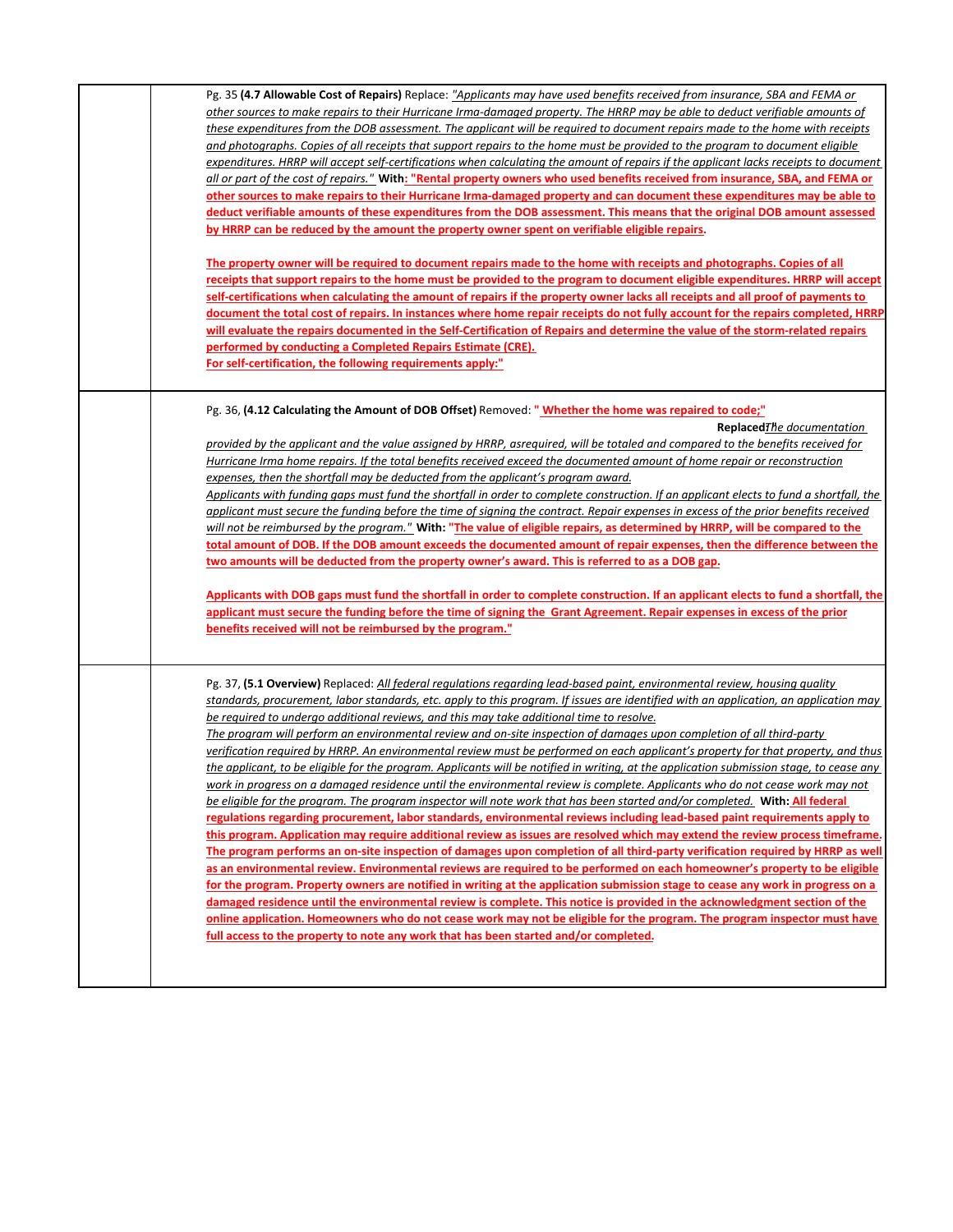| | |
|---|---|
| | Pg. 35 **(4.7 Allowable Cost of Repairs)** Replace: *"Applicants may have used benefits received from insurance, SBA and FEMA or other sources to make repairs to their Hurricane Irma-damaged property. The HRRP may be able to deduct verifiable amounts of these expenditures from the DOB assessment. The applicant will be required to document repairs made to the home with receipts and photographs. Copies of all receipts that support repairs to the home must be provided to the program to document eligible expenditures. HRRP will accept self-certifications when calculating the amount of repairs if the applicant lacks receipts to document all or part of the cost of repairs."* **With**: **"Rental property owners who used benefits received from insurance, SBA, and FEMA or other sources to make repairs to their Hurricane Irma-damaged property and can document these expenditures may be able to deduct verifiable amounts of these expenditures from the DOB assessment. This means that the original DOB amount assessed by HRRP can be reduced by the amount the property owner spent on verifiable eligible repairs.**<br><br>**The property owner will be required to document repairs made to the home with receipts and photographs. Copies of all receipts that support repairs to the home must be provided to the program to document eligible expenditures. HRRP will accept self-certifications when calculating the amount of repairs if the property owner lacks all receipts and all proof of payments to document the total cost of repairs. In instances where home repair receipts do not fully account for the repairs completed, HRRP will evaluate the repairs documented in the Self-Certification of Repairs and determine the value of the storm-related repairs performed by conducting a Completed Repairs Estimate (CRE).**<br>**For self-certification, the following requirements apply:"** |
| | Pg. 36, **(4.12 Calculating the Amount of DOB Offset)** Removed: **" Whether the home was repaired to code;"**<br>**Replaced:** *"The documentation provided by the applicant and the value assigned by HRRP, asrequired, will be totaled and compared to the benefits received for Hurricane Irma home repairs. If the total benefits received exceed the documented amount of home repair or reconstruction expenses, then the shortfall may be deducted from the applicant's program award.*<br>*Applicants with funding gaps must fund the shortfall in order to complete construction. If an applicant elects to fund a shortfall, the applicant must secure the funding before the time of signing the contract. Repair expenses in excess of the prior benefits received will not be reimbursed by the program."* **With: "The value of eligible repairs, as determined by HRRP, will be compared to the total amount of DOB. If the DOB amount exceeds the documented amount of repair expenses, then the difference between the two amounts will be deducted from the property owner's award. This is referred to as a DOB gap.**<br><br>**Applicants with DOB gaps must fund the shortfall in order to complete construction. If an applicant elects to fund a shortfall, the applicant must secure the funding before the time of signing the Grant Agreement. Repair expenses in excess of the prior benefits received will not be reimbursed by the program."** |
| | Pg. 37, **(5.1 Overview)** Replaced: *All federal regulations regarding lead-based paint, environmental review, housing quality standards, procurement, labor standards, etc. apply to this program. If issues are identified with an application, an application may be required to undergo additional reviews, and this may take additional time to resolve.*<br>*The program will perform an environmental review and on-site inspection of damages upon completion of all third-party verification required by HRRP. An environmental review must be performed on each applicant's property for that property, and thus the applicant, to be eligible for the program. Applicants will be notified in writing, at the application submission stage, to cease any work in progress on a damaged residence until the environmental review is complete. Applicants who do not cease work may not be eligible for the program. The program inspector will note work that has been started and/or completed.* **With: All federal regulations regarding procurement, labor standards, environmental reviews including lead-based paint requirements apply to this program. Application may require additional review as issues are resolved which may extend the review process timeframe. The program performs an on-site inspection of damages upon completion of all third-party verification required by HRRP as well as an environmental review. Environmental reviews are required to be performed on each homeowner's property to be eligible for the program. Property owners are notified in writing at the application submission stage to cease any work in progress on a damaged residence until the environmental review is complete. This notice is provided in the acknowledgment section of the online application. Homeowners who do not cease work may not be eligible for the program. The program inspector must have full access to the property to note any work that has been started and/or completed.** |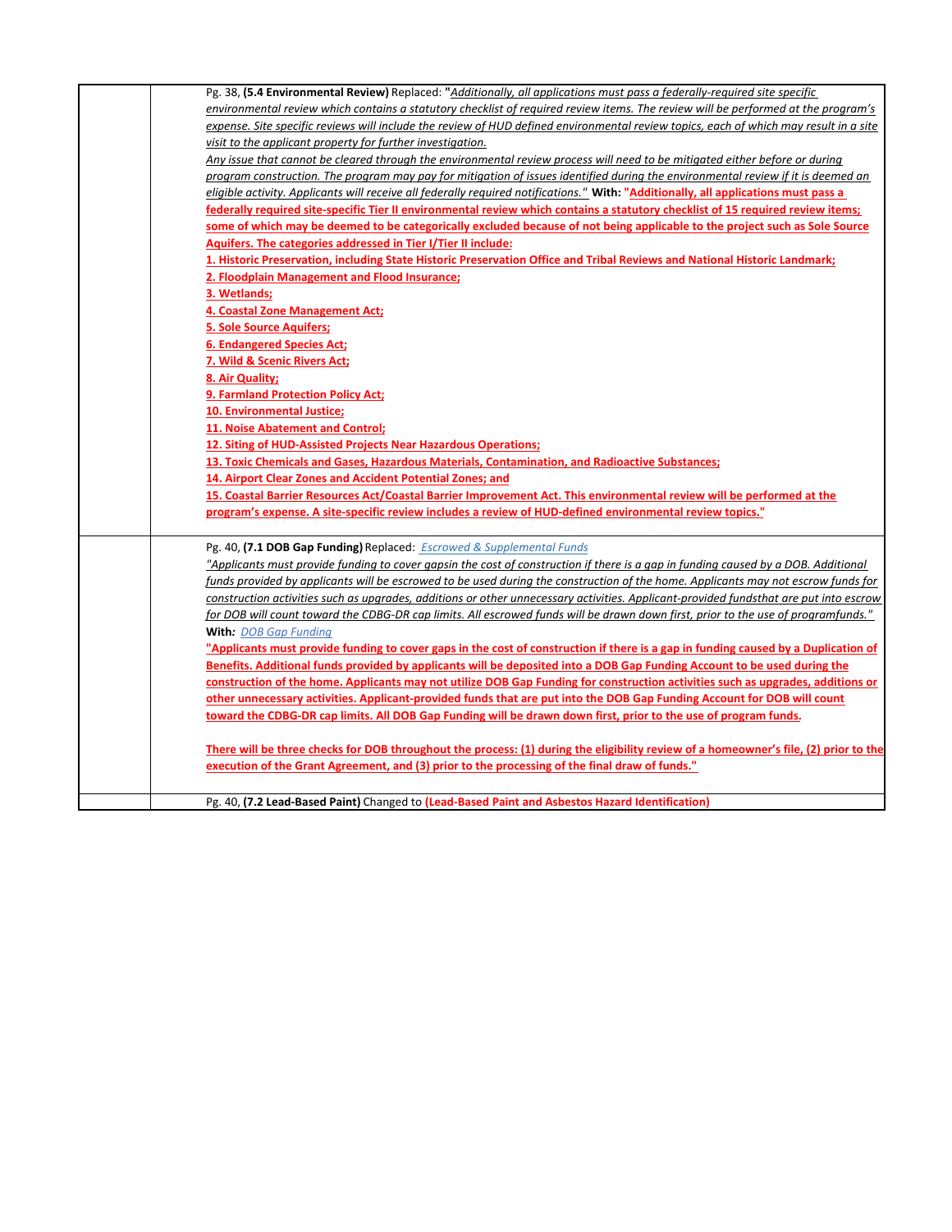| | | |
|---|---|---|
| | | Pg. 38, **(5.4 Environmental Review)** Replaced: "*Additionally, all applications must pass a federally-required site specific environmental review which contains a statutory checklist of required review items. The review will be performed at the program's expense. Site specific reviews will include the review of HUD defined environmental review topics, each of which may result in a site visit to the applicant property for further investigation.*<br>*Any issue that cannot be cleared through the environmental review process will need to be mitigated either before or during program construction. The program may pay for mitigation of issues identified during the environmental review if it is deemed an eligible activity. Applicants will receive all federally required notifications.*" **With:** **"Additionally, all applications must pass a federally required site-specific Tier II environmental review which contains a statutory checklist of 15 required review items; some of which may be deemed to be categorically excluded because of not being applicable to the project such as Sole Source Aquifers. The categories addressed in Tier I/Tier II include:**<br>**1. Historic Preservation, including State Historic Preservation Office and Tribal Reviews and National Historic Landmark;**<br>**2. Floodplain Management and Flood Insurance;**<br>**3. Wetlands;**<br>**4. Coastal Zone Management Act;**<br>**5. Sole Source Aquifers;**<br>**6. Endangered Species Act;**<br>**7. Wild & Scenic Rivers Act;**<br>**8. Air Quality;**<br>**9. Farmland Protection Policy Act;**<br>**10. Environmental Justice;**<br>**11. Noise Abatement and Control;**<br>**12. Siting of HUD-Assisted Projects Near Hazardous Operations;**<br>**13. Toxic Chemicals and Gases, Hazardous Materials, Contamination, and Radioactive Substances;**<br>**14. Airport Clear Zones and Accident Potential Zones; and**<br>**15. Coastal Barrier Resources Act/Coastal Barrier Improvement Act. This environmental review will be performed at the program's expense. A site-specific review includes a review of HUD-defined environmental review topics."** |
| | | Pg. 40, **(7.1 DOB Gap Funding)** Replaced: *Escrowed & Supplemental Funds*<br>*"Applicants must provide funding to cover gapsin the cost of construction if there is a gap in funding caused by a DOB. Additional funds provided by applicants will be escrowed to be used during the construction of the home. Applicants may not escrow funds for construction activities such as upgrades, additions or other unnecessary activities. Applicant-provided fundsthat are put into escrow for DOB will count toward the CDBG-DR cap limits. All escrowed funds will be drawn down first, prior to the use of programfunds."*<br>**With:** *DOB Gap Funding*<br>**"Applicants must provide funding to cover gaps in the cost of construction if there is a gap in funding caused by a Duplication of Benefits. Additional funds provided by applicants will be deposited into a DOB Gap Funding Account to be used during the construction of the home. Applicants may not utilize DOB Gap Funding for construction activities such as upgrades, additions or other unnecessary activities. Applicant-provided funds that are put into the DOB Gap Funding Account for DOB will count toward the CDBG-DR cap limits. All DOB Gap Funding will be drawn down first, prior to the use of program funds.**<br><br>**There will be three checks for DOB throughout the process: (1) during the eligibility review of a homeowner's file, (2) prior to the execution of the Grant Agreement, and (3) prior to the processing of the final draw of funds."** |
| | | Pg. 40, **(7.2 Lead-Based Paint)** Changed to **(Lead-Based Paint and Asbestos Hazard Identification)** |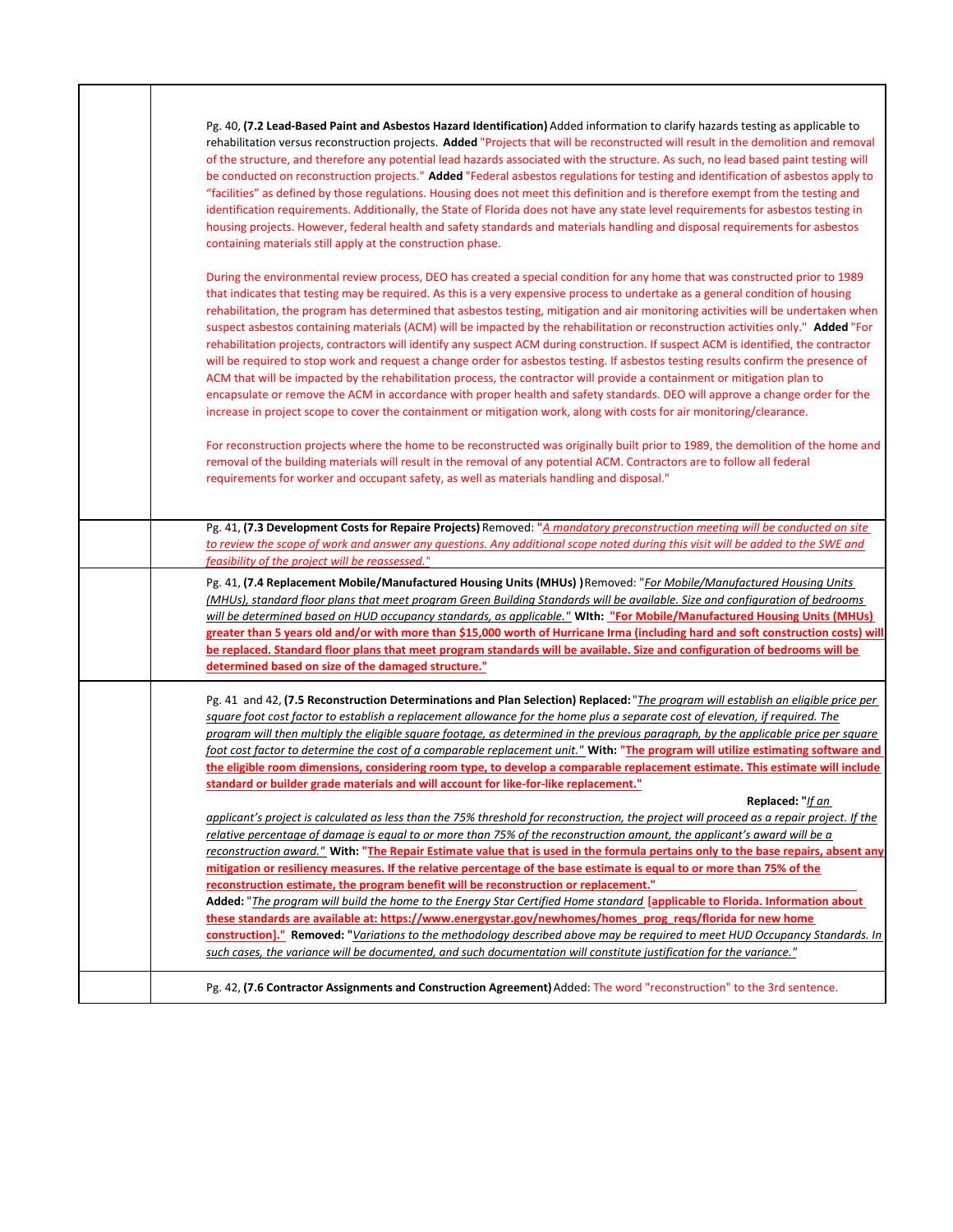| | |
|---|---|
| | Pg. 40, **(7.2 Lead-Based Paint and Asbestos Hazard Identification)** Added information to clarify hazards testing as applicable to rehabilitation versus reconstruction projects. **Added** "Projects that will be reconstructed will result in the demolition and removal of the structure, and therefore any potential lead hazards associated with the structure. As such, no lead based paint testing will be conducted on reconstruction projects." **Added** "Federal asbestos regulations for testing and identification of asbestos apply to "facilities" as defined by those regulations. Housing does not meet this definition and is therefore exempt from the testing and identification requirements. Additionally, the State of Florida does not have any state level requirements for asbestos testing in housing projects. However, federal health and safety standards and materials handling and disposal requirements for asbestos containing materials still apply at the construction phase.<br><br>During the environmental review process, DEO has created a special condition for any home that was constructed prior to 1989 that indicates that testing may be required. As this is a very expensive process to undertake as a general condition of housing rehabilitation, the program has determined that asbestos testing, mitigation and air monitoring activities will be undertaken when suspect asbestos containing materials (ACM) will be impacted by the rehabilitation or reconstruction activities only." **Added** "For rehabilitation projects, contractors will identify any suspect ACM during construction. If suspect ACM is identified, the contractor will be required to stop work and request a change order for asbestos testing. If asbestos testing results confirm the presence of ACM that will be impacted by the rehabilitation process, the contractor will provide a containment or mitigation plan to encapsulate or remove the ACM in accordance with proper health and safety standards. DEO will approve a change order for the increase in project scope to cover the containment or mitigation work, along with costs for air monitoring/clearance.<br><br>For reconstruction projects where the home to be reconstructed was originally built prior to 1989, the demolition of the home and removal of the building materials will result in the removal of any potential ACM. Contractors are to follow all federal requirements for worker and occupant safety, as well as materials handling and disposal." |
| | Pg. 41, **(7.3 Development Costs for Repaire Projects)** Removed: "*A mandatory preconstruction meeting will be conducted on site to review the scope of work and answer any questions. Any additional scope noted during this visit will be added to the SWE and feasibility of the project will be reassessed.*" |
| | Pg. 41, **(7.4 Replacement Mobile/Manufactured Housing Units (MHUs) )** Removed: "*For Mobile/Manufactured Housing Units (MHUs), standard floor plans that meet program Green Building Standards will be available. Size and configuration of bedrooms will be determined based on HUD occupancy standards, as applicable.*" **WIth:** **"For Mobile/Manufactured Housing Units (MHUs) greater than 5 years old and/or with more than $15,000 worth of Hurricane Irma (including hard and soft construction costs) will be replaced. Standard floor plans that meet program standards will be available. Size and configuration of bedrooms will be determined based on size of the damaged structure."** |
| | Pg. 41 and 42, **(7.5 Reconstruction Determinations and Plan Selection) Replaced:** "*The program will establish an eligible price per square foot cost factor to establish a replacement allowance for the home plus a separate cost of elevation, if required. The program will then multiply the eligible square footage, as determined in the previous paragraph, by the applicable price per square foot cost factor to determine the cost of a comparable replacement unit.*" **With:** **"The program will utilize estimating software and the eligible room dimensions, considering room type, to develop a comparable replacement estimate. This estimate will include standard or builder grade materials and will account for like-for-like replacement."**<br>**Replaced:** "*If an applicant's project is calculated as less than the 75% threshold for reconstruction, the project will proceed as a repair project. If the relative percentage of damage is equal to or more than 75% of the reconstruction amount, the applicant's award will be a reconstruction award.*" **With:** **"The Repair Estimate value that is used in the formula pertains only to the base repairs, absent any mitigation or resiliency measures. If the relative percentage of the base estimate is equal to or more than 75% of the reconstruction estimate, the program benefit will be reconstruction or replacement."**<br>**Added:** "*The program will build the home to the Energy Star Certified Home standard* **[applicable to Florida. Information about these standards are available at: https://www.energystar.gov/newhomes/homes_prog_reqs/florida for new home construction]."** **Removed:** "*Variations to the methodology described above may be required to meet HUD Occupancy Standards. In such cases, the variance will be documented, and such documentation will constitute justification for the variance.*" |
| | Pg. 42, **(7.6 Contractor Assignments and Construction Agreement)** Added: The word "reconstruction" to the 3rd sentence. |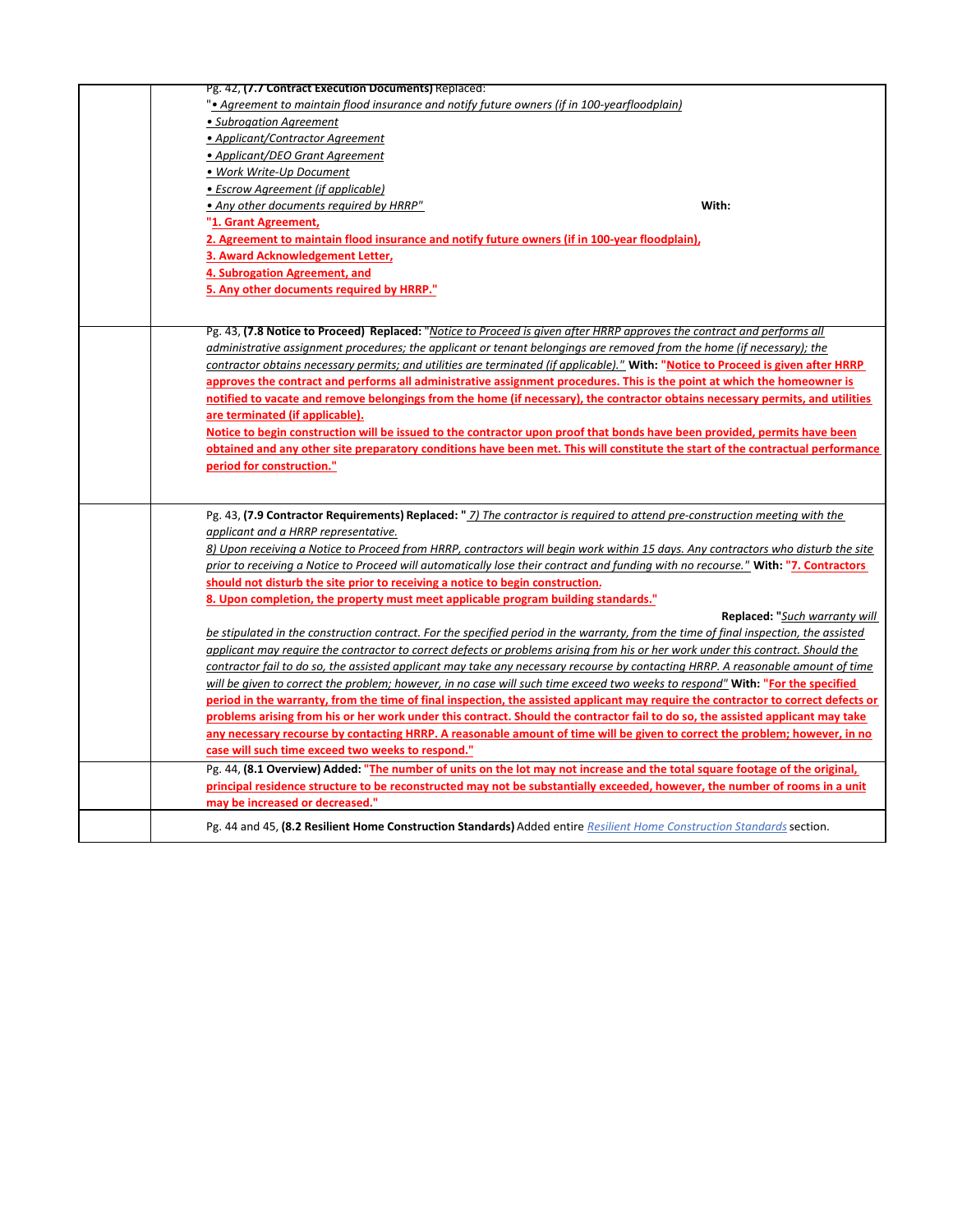| | |
|---|---|
| | Pg. 42, **(7.7 Contract Execution Documents)** Replaced: "*• Agreement to maintain flood insurance and notify future owners (if in 100-yearfloodplain)*<br>*• Subrogation Agreement*<br>*• Applicant/Contractor Agreement*<br>*• Applicant/DEO Grant Agreement*<br>*• Work Write-Up Document*<br>*• Escrow Agreement (if applicable)*<br>*• Any other documents required by HRRP"* **With:**<br>**"1. Grant Agreement,**<br>**2. Agreement to maintain flood insurance and notify future owners (if in 100-year floodplain),**<br>**3. Award Acknowledgement Letter,**<br>**4. Subrogation Agreement, and**<br>**5. Any other documents required by HRRP."** |
| | Pg. 43, **(7.8 Notice to Proceed) Replaced:** "*Notice to Proceed is given after HRRP approves the contract and performs all administrative assignment procedures; the applicant or tenant belongings are removed from the home (if necessary); the contractor obtains necessary permits; and utilities are terminated (if applicable)."* **With: "Notice to Proceed is given after HRRP approves the contract and performs all administrative assignment procedures. This is the point at which the homeowner is notified to vacate and remove belongings from the home (if necessary), the contractor obtains necessary permits, and utilities are terminated (if applicable).**<br>**Notice to begin construction will be issued to the contractor upon proof that bonds have been provided, permits have been obtained and any other site preparatory conditions have been met. This will constitute the start of the contractual performance period for construction."** |
| | Pg. 43, **(7.9 Contractor Requirements) Replaced: "** *7) The contractor is required to attend pre-construction meeting with the applicant and a HRRP representative.*<br>*8) Upon receiving a Notice to Proceed from HRRP, contractors will begin work within 15 days. Any contractors who disturb the site prior to receiving a Notice to Proceed will automatically lose their contract and funding with no recourse."* **With: "7. Contractors should not disturb the site prior to receiving a notice to begin construction.**<br>**8. Upon completion, the property must meet applicable program building standards."**<br>**Replaced: "***Such warranty will be stipulated in the construction contract. For the specified period in the warranty, from the time of final inspection, the assisted applicant may require the contractor to correct defects or problems arising from his or her work under this contract. Should the contractor fail to do so, the assisted applicant may take any necessary recourse by contacting HRRP. A reasonable amount of time will be given to correct the problem; however, in no case will such time exceed two weeks to respond"* **With: "For the specified period in the warranty, from the time of final inspection, the assisted applicant may require the contractor to correct defects or problems arising from his or her work under this contract. Should the contractor fail to do so, the assisted applicant may take any necessary recourse by contacting HRRP. A reasonable amount of time will be given to correct the problem; however, in no case will such time exceed two weeks to respond."** |
| | Pg. 44, **(8.1 Overview) Added: "The number of units on the lot may not increase and the total square footage of the original, principal residence structure to be reconstructed may not be substantially exceeded, however, the number of rooms in a unit may be increased or decreased."** |
| | Pg. 44 and 45, **(8.2 Resilient Home Construction Standards)** Added entire *Resilient Home Construction Standards* section. |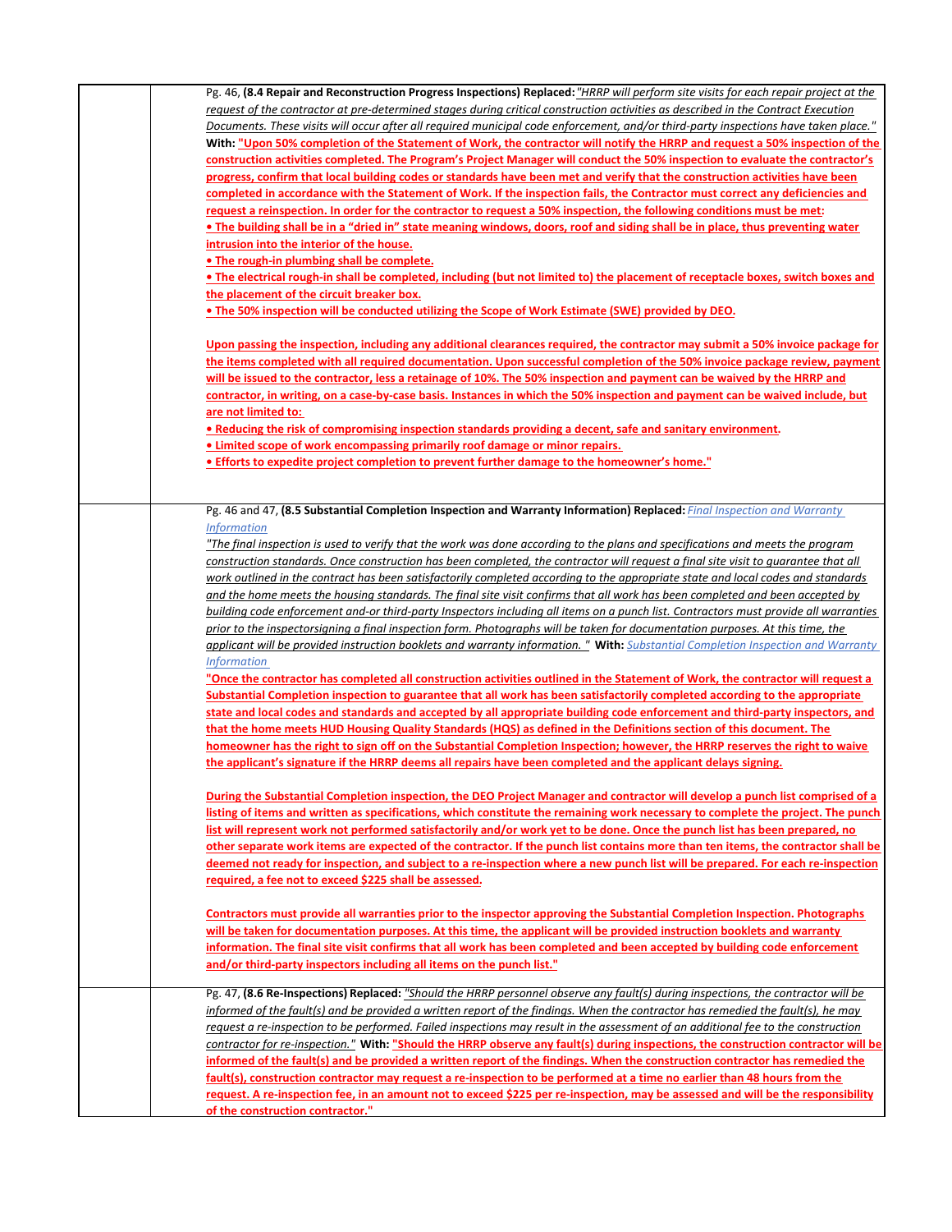| | |
|---|---|
| | Pg. 46, **(8.4 Repair and Reconstruction Progress Inspections) Replaced:** *"HRRP will perform site visits for each repair project at the request of the contractor at pre-determined stages during critical construction activities as described in the Contract Execution Documents. These visits will occur after all required municipal code enforcement, and/or third-party inspections have taken place."* **With: "Upon 50% completion of the Statement of Work, the contractor will notify the HRRP and request a 50% inspection of the construction activities completed. The Program's Project Manager will conduct the 50% inspection to evaluate the contractor's progress, confirm that local building codes or standards have been met and verify that the construction activities have been completed in accordance with the Statement of Work. If the inspection fails, the Contractor must correct any deficiencies and request a reinspection. In order for the contractor to request a 50% inspection, the following conditions must be met:**<br>**• The building shall be in a "dried in" state meaning windows, doors, roof and siding shall be in place, thus preventing water intrusion into the interior of the house.**<br>**• The rough-in plumbing shall be complete.**<br>**• The electrical rough-in shall be completed, including (but not limited to) the placement of receptacle boxes, switch boxes and the placement of the circuit breaker box.**<br>**• The 50% inspection will be conducted utilizing the Scope of Work Estimate (SWE) provided by DEO.**<br><br>**Upon passing the inspection, including any additional clearances required, the contractor may submit a 50% invoice package for the items completed with all required documentation. Upon successful completion of the 50% invoice package review, payment will be issued to the contractor, less a retainage of 10%. The 50% inspection and payment can be waived by the HRRP and contractor, in writing, on a case-by-case basis. Instances in which the 50% inspection and payment can be waived include, but are not limited to:**<br>**• Reducing the risk of compromising inspection standards providing a decent, safe and sanitary environment.**<br>**• Limited scope of work encompassing primarily roof damage or minor repairs.**<br>**• Efforts to expedite project completion to prevent further damage to the homeowner's home."** |
| | Pg. 46 and 47, **(8.5 Substantial Completion Inspection and Warranty Information) Replaced:** *Final Inspection and Warranty Information*<br>*"The final inspection is used to verify that the work was done according to the plans and specifications and meets the program construction standards. Once construction has been completed, the contractor will request a final site visit to guarantee that all work outlined in the contract has been satisfactorily completed according to the appropriate state and local codes and standards and the home meets the housing standards. The final site visit confirms that all work has been completed and been accepted by building code enforcement and-or third-party Inspectors including all items on a punch list. Contractors must provide all warranties prior to the inspectorsigning a final inspection form. Photographs will be taken for documentation purposes. At this time, the applicant will be provided instruction booklets and warranty information."* **With:** *Substantial Completion Inspection and Warranty Information*<br>**"Once the contractor has completed all construction activities outlined in the Statement of Work, the contractor will request a Substantial Completion inspection to guarantee that all work has been satisfactorily completed according to the appropriate state and local codes and standards and accepted by all appropriate building code enforcement and third-party inspectors, and that the home meets HUD Housing Quality Standards (HQS) as defined in the Definitions section of this document. The homeowner has the right to sign off on the Substantial Completion Inspection; however, the HRRP reserves the right to waive the applicant's signature if the HRRP deems all repairs have been completed and the applicant delays signing.**<br><br>**During the Substantial Completion inspection, the DEO Project Manager and contractor will develop a punch list comprised of a listing of items and written as specifications, which constitute the remaining work necessary to complete the project. The punch list will represent work not performed satisfactorily and/or work yet to be done. Once the punch list has been prepared, no other separate work items are expected of the contractor. If the punch list contains more than ten items, the contractor shall be deemed not ready for inspection, and subject to a re-inspection where a new punch list will be prepared. For each re-inspection required, a fee not to exceed $225 shall be assessed.**<br><br>**Contractors must provide all warranties prior to the inspector approving the Substantial Completion Inspection. Photographs will be taken for documentation purposes. At this time, the applicant will be provided instruction booklets and warranty information. The final site visit confirms that all work has been completed and been accepted by building code enforcement and/or third-party inspectors including all items on the punch list."** |
| | Pg. 47, **(8.6 Re-Inspections) Replaced:** *"Should the HRRP personnel observe any fault(s) during inspections, the contractor will be informed of the fault(s) and be provided a written report of the findings. When the contractor has remedied the fault(s), he may request a re-inspection to be performed. Failed inspections may result in the assessment of an additional fee to the construction contractor for re-inspection."* **With: "Should the HRRP observe any fault(s) during inspections, the construction contractor will be informed of the fault(s) and be provided a written report of the findings. When the construction contractor has remedied the fault(s), construction contractor may request a re-inspection to be performed at a time no earlier than 48 hours from the request. A re-inspection fee, in an amount not to exceed $225 per re-inspection, may be assessed and will be the responsibility of the construction contractor."** |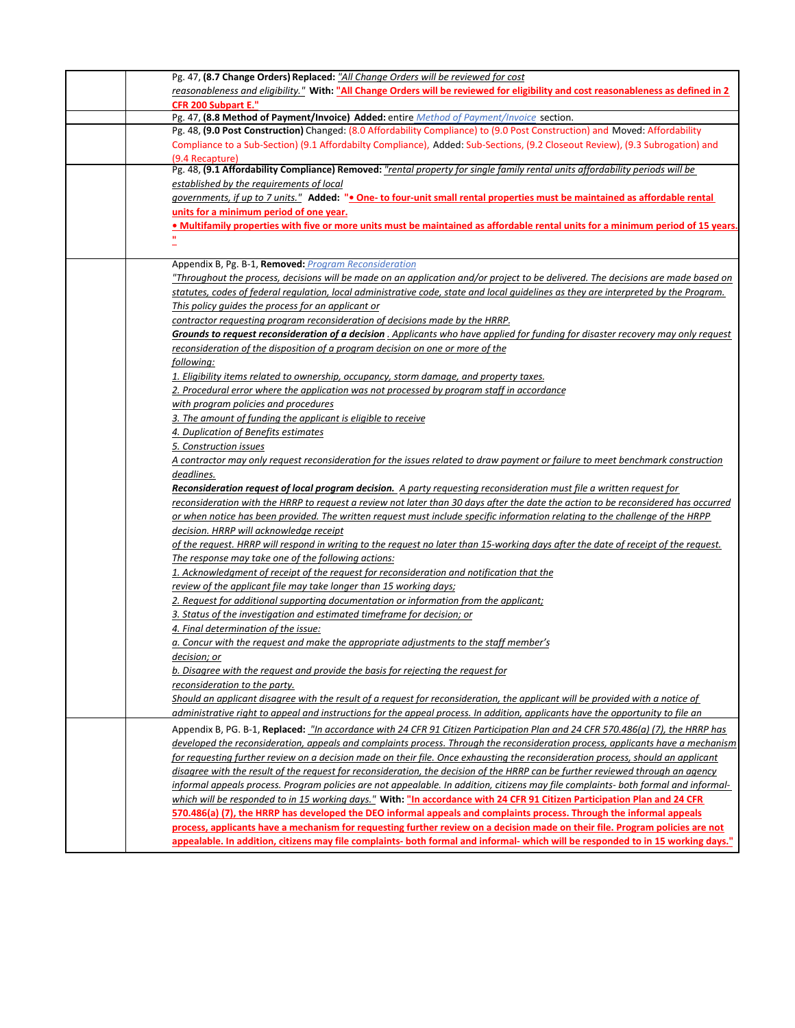| | | |
|---|---|---|
| | | Pg. 47, **(8.7 Change Orders) Replaced:** *"All Change Orders will be reviewed for cost reasonableness and eligibility."* **With:** **"All Change Orders will be reviewed for eligibility and cost reasonableness as defined in 2 CFR 200 Subpart E."** |
| | | Pg. 47, **(8.8 Method of Payment/Invoice) Added:** entire *Method of Payment/Invoice* section. |
| | | Pg. 48, **(9.0 Post Construction)** Changed: (8.0 Affordability Compliance) to (9.0 Post Construction) and Moved: Affordability Compliance to a Sub-Section) (9.1 Affordabilty Compliance), Added: Sub-Sections, (9.2 Closeout Review), (9.3 Subrogation) and (9.4 Recapture) |
| | | Pg. 48, **(9.1 Affordability Compliance) Removed:** *"rental property for single family rental units affordability periods will be established by the requirements of local governments, if up to 7 units."* **Added:** **"• One- to four-unit small rental properties must be maintained as affordable rental units for a minimum period of one year.<br>• Multifamily properties with five or more units must be maintained as affordable rental units for a minimum period of 15 years."** |
| | | Appendix B, Pg. B-1, **Removed:** *Program Reconsideration*<br>*"Throughout the process, decisions will be made on an application and/or project to be delivered. The decisions are made based on statutes, codes of federal regulation, local administrative code, state and local guidelines as they are interpreted by the Program. This policy guides the process for an applicant or contractor requesting program reconsideration of decisions made by the HRRP.*<br>***Grounds to request reconsideration of a decision*** *. Applicants who have applied for funding for disaster recovery may only request reconsideration of the disposition of a program decision on one or more of the following:*<br>*1. Eligibility items related to ownership, occupancy, storm damage, and property taxes.*<br>*2. Procedural error where the application was not processed by program staff in accordance with program policies and procedures*<br>*3. The amount of funding the applicant is eligible to receive*<br>*4. Duplication of Benefits estimates*<br>*5. Construction issues*<br>*A contractor may only request reconsideration for the issues related to draw payment or failure to meet benchmark construction deadlines.*<br>***Reconsideration request of local program decision.*** *A party requesting reconsideration must file a written request for reconsideration with the HRRP to request a review not later than 30 days after the date the action to be reconsidered has occurred or when notice has been provided. The written request must include specific information relating to the challenge of the HRPP decision. HRRP will acknowledge receipt of the request. HRRP will respond in writing to the request no later than 15-working days after the date of receipt of the request. The response may take one of the following actions:*<br>*1. Acknowledgment of receipt of the request for reconsideration and notification that the review of the applicant file may take longer than 15 working days;*<br>*2. Request for additional supporting documentation or information from the applicant;*<br>*3. Status of the investigation and estimated timeframe for decision; or*<br>*4. Final determination of the issue:*<br>*a. Concur with the request and make the appropriate adjustments to the staff member's decision; or*<br>*b. Disagree with the request and provide the basis for rejecting the request for reconsideration to the party.*<br>*Should an applicant disagree with the result of a request for reconsideration, the applicant will be provided with a notice of administrative right to appeal and instructions for the appeal process. In addition, applicants have the opportunity to file an* |
| | | Appendix B, PG. B-1, **Replaced:** *"In accordance with 24 CFR 91 Citizen Participation Plan and 24 CFR 570.486(a) (7), the HRRP has developed the reconsideration, appeals and complaints process. Through the reconsideration process, applicants have a mechanism for requesting further review on a decision made on their file. Once exhausting the reconsideration process, should an applicant disagree with the result of the request for reconsideration, the decision of the HRRP can be further reviewed through an agency informal appeals process. Program policies are not appealable. In addition, citizens may file complaints- both formal and informal- which will be responded to in 15 working days."* **With:** **"In accordance with 24 CFR 91 Citizen Participation Plan and 24 CFR 570.486(a) (7), the HRRP has developed the DEO informal appeals and complaints process. Through the informal appeals process, applicants have a mechanism for requesting further review on a decision made on their file. Program policies are not appealable. In addition, citizens may file complaints- both formal and informal- which will be responded to in 15 working days."** |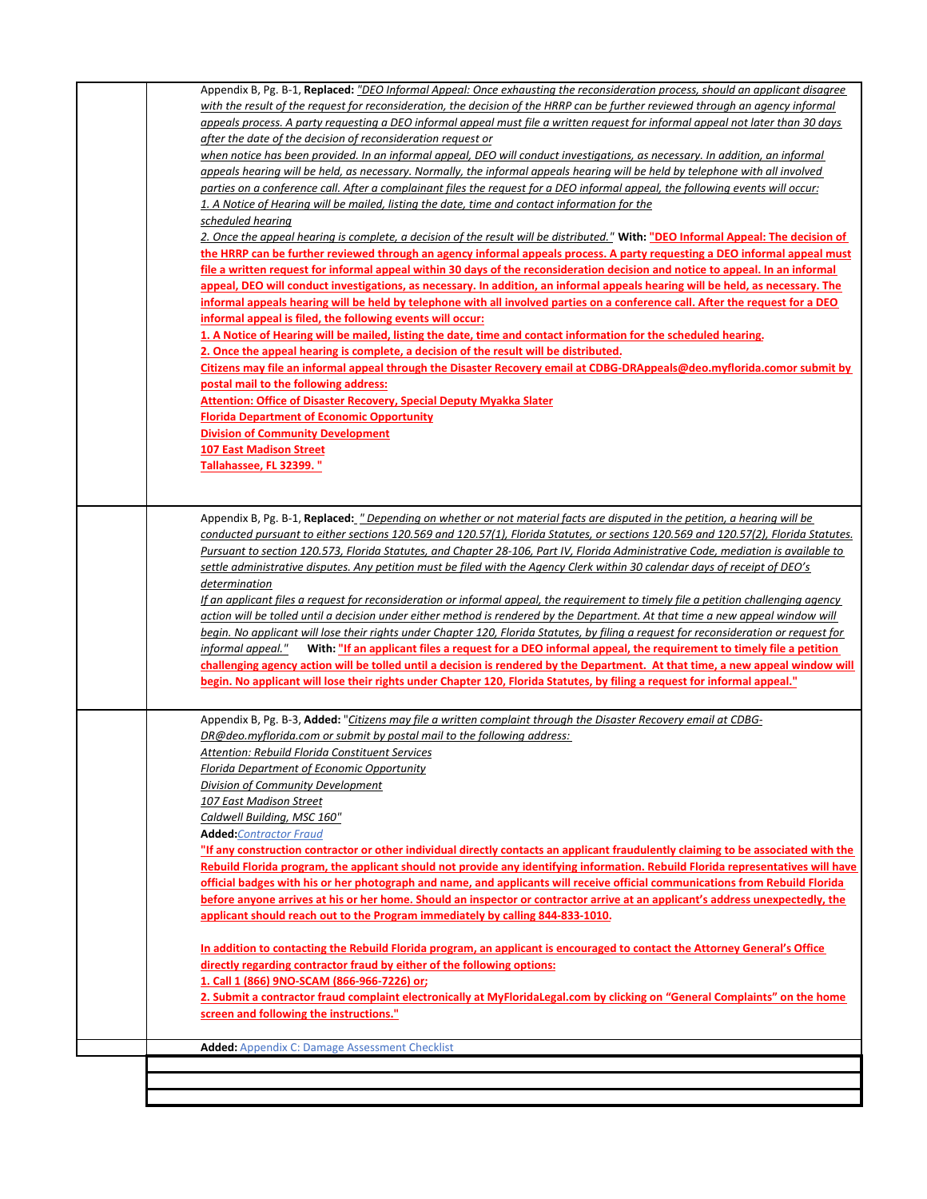| | |
|---|---|
| | Appendix B, Pg. B-1, **Replaced:** *"DEO Informal Appeal: Once exhausting the reconsideration process, should an applicant disagree with the result of the request for reconsideration, the decision of the HRRP can be further reviewed through an agency informal appeals process. A party requesting a DEO informal appeal must file a written request for informal appeal not later than 30 days after the date of the decision of reconsideration request or when notice has been provided. In an informal appeal, DEO will conduct investigations, as necessary. In addition, an informal appeals hearing will be held, as necessary. Normally, the informal appeals hearing will be held by telephone with all involved parties on a conference call. After a complainant files the request for a DEO informal appeal, the following events will occur: 1. A Notice of Hearing will be mailed, listing the date, time and contact information for the scheduled hearing 2. Once the appeal hearing is complete, a decision of the result will be distributed."* **With:** **"DEO Informal Appeal: The decision of the HRRP can be further reviewed through an agency informal appeals process. A party requesting a DEO informal appeal must file a written request for informal appeal within 30 days of the reconsideration decision and notice to appeal. In an informal appeal, DEO will conduct investigations, as necessary. In addition, an informal appeals hearing will be held, as necessary. The informal appeals hearing will be held by telephone with all involved parties on a conference call. After the request for a DEO informal appeal is filed, the following events will occur:** <br> **1. A Notice of Hearing will be mailed, listing the date, time and contact information for the scheduled hearing.** <br> **2. Once the appeal hearing is complete, a decision of the result will be distributed.** <br> **Citizens may file an informal appeal through the Disaster Recovery email at CDBG-DRAppeals@deo.myflorida.comor submit by postal mail to the following address:** <br> **Attention: Office of Disaster Recovery, Special Deputy Myakka Slater** <br> **Florida Department of Economic Opportunity** <br> **Division of Community Development** <br> **107 East Madison Street** <br> **Tallahassee, FL 32399. "** |
| | Appendix B, Pg. B-1, **Replaced:** *" Depending on whether or not material facts are disputed in the petition, a hearing will be conducted pursuant to either sections 120.569 and 120.57(1), Florida Statutes, or sections 120.569 and 120.57(2), Florida Statutes. Pursuant to section 120.573, Florida Statutes, and Chapter 28-106, Part IV, Florida Administrative Code, mediation is available to settle administrative disputes. Any petition must be filed with the Agency Clerk within 30 calendar days of receipt of DEO's determination If an applicant files a request for reconsideration or informal appeal, the requirement to timely file a petition challenging agency action will be tolled until a decision under either method is rendered by the Department. At that time a new appeal window will begin. No applicant will lose their rights under Chapter 120, Florida Statutes, by filing a request for reconsideration or request for informal appeal."* **With:** **"If an applicant files a request for a DEO informal appeal, the requirement to timely file a petition challenging agency action will be tolled until a decision is rendered by the Department. At that time, a new appeal window will begin. No applicant will lose their rights under Chapter 120, Florida Statutes, by filing a request for informal appeal."** |
| | Appendix B, Pg. B-3, **Added:** "*Citizens may file a written complaint through the Disaster Recovery email at CDBG-DR@deo.myflorida.com or submit by postal mail to the following address:* <br> *Attention: Rebuild Florida Constituent Services* <br> *Florida Department of Economic Opportunity* <br> *Division of Community Development* <br> *107 East Madison Street* <br> *Caldwell Building, MSC 160"* <br> **Added:** *Contractor Fraud* <br> **"If any construction contractor or other individual directly contacts an applicant fraudulently claiming to be associated with the Rebuild Florida program, the applicant should not provide any identifying information. Rebuild Florida representatives will have official badges with his or her photograph and name, and applicants will receive official communications from Rebuild Florida before anyone arrives at his or her home. Should an inspector or contractor arrive at an applicant's address unexpectedly, the applicant should reach out to the Program immediately by calling 844-833-1010.** <br><br> **In addition to contacting the Rebuild Florida program, an applicant is encouraged to contact the Attorney General's Office directly regarding contractor fraud by either of the following options:** <br> **1. Call 1 (866) 9NO-SCAM (866-966-7226) or;** <br> **2. Submit a contractor fraud complaint electronically at MyFloridaLegal.com by clicking on "General Complaints" on the home screen and following the instructions."** |
| | **Added:** Appendix C: Damage Assessment Checklist |
| | |
| | |
| | |